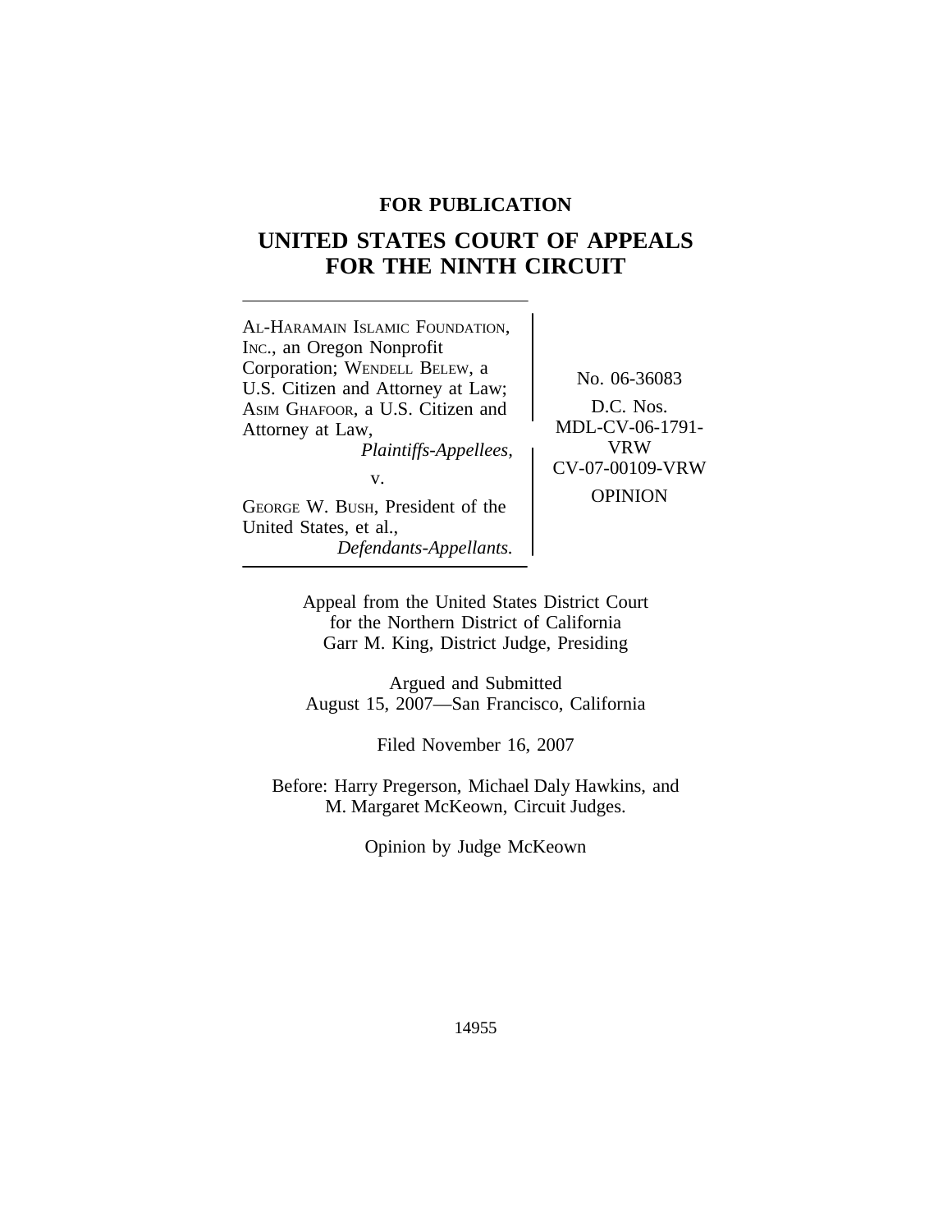**FOR PUBLICATION**

# UNITED STATES COURT OF APPEALS FOR THE NINTH CIRCUIT

| | |
|---|---|
| AL-HARAMAIN ISLAMIC FOUNDATION, INC., an Oregon Nonprofit Corporation; WENDELL BELEW, a U.S. Citizen and Attorney at Law; ASIM GHAFOOR, a U.S. Citizen and Attorney at Law, *Plaintiffs-Appellees,* v. GEORGE W. BUSH, President of the United States, et al., *Defendants-Appellants.* | No. 06-36083 D.C. Nos. MDL-CV-06-1791-VRW CV-07-00109-VRW OPINION |

Appeal from the United States District Court
for the Northern District of California
Garr M. King, District Judge, Presiding

Argued and Submitted
August 15, 2007—San Francisco, California

Filed November 16, 2007

Before: Harry Pregerson, Michael Daly Hawkins, and
M. Margaret McKeown, Circuit Judges.

Opinion by Judge McKeown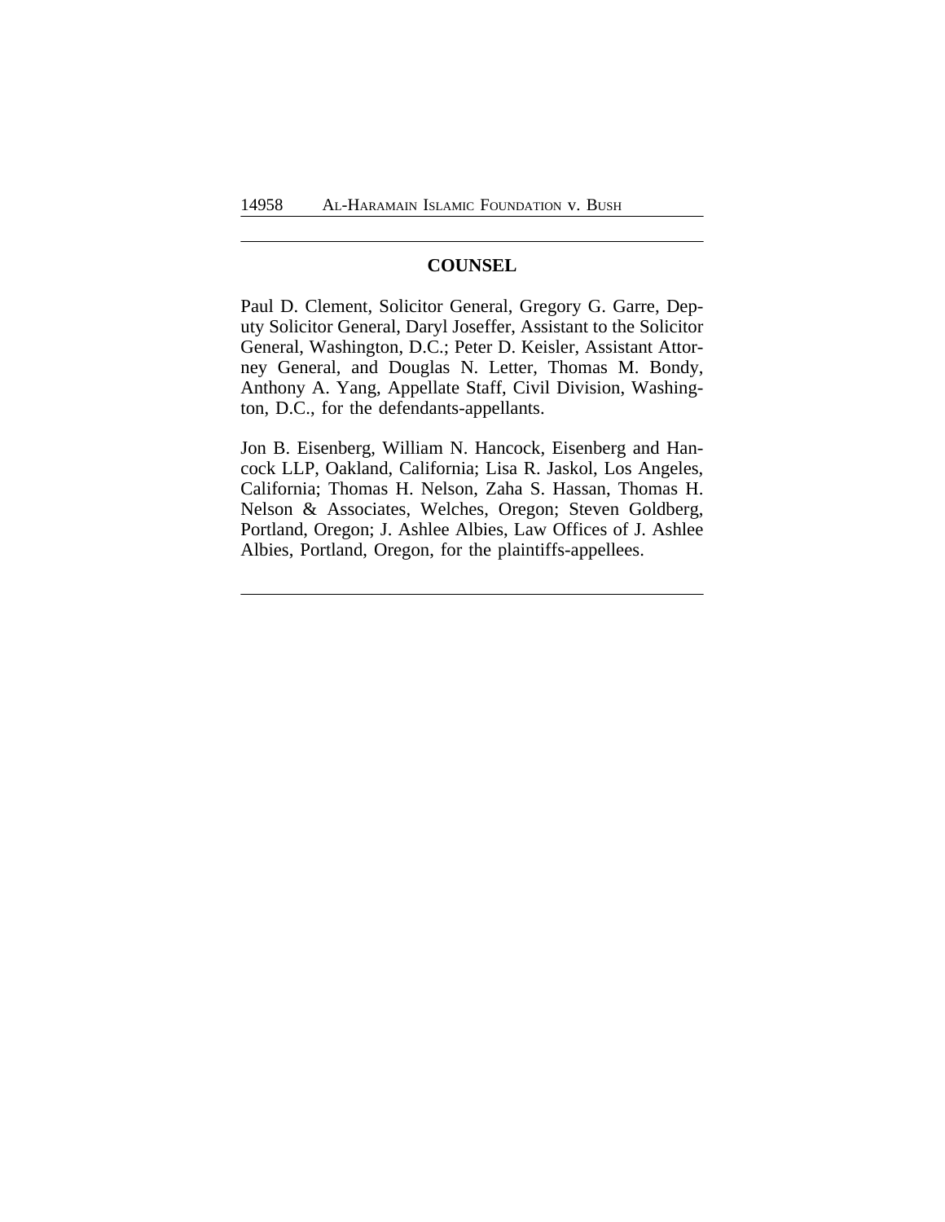## COUNSEL

Paul D. Clement, Solicitor General, Gregory G. Garre, Deputy Solicitor General, Daryl Joseffer, Assistant to the Solicitor General, Washington, D.C.; Peter D. Keisler, Assistant Attorney General, and Douglas N. Letter, Thomas M. Bondy, Anthony A. Yang, Appellate Staff, Civil Division, Washington, D.C., for the defendants-appellants.

Jon B. Eisenberg, William N. Hancock, Eisenberg and Hancock LLP, Oakland, California; Lisa R. Jaskol, Los Angeles, California; Thomas H. Nelson, Zaha S. Hassan, Thomas H. Nelson & Associates, Welches, Oregon; Steven Goldberg, Portland, Oregon; J. Ashlee Albies, Law Offices of J. Ashlee Albies, Portland, Oregon, for the plaintiffs-appellees.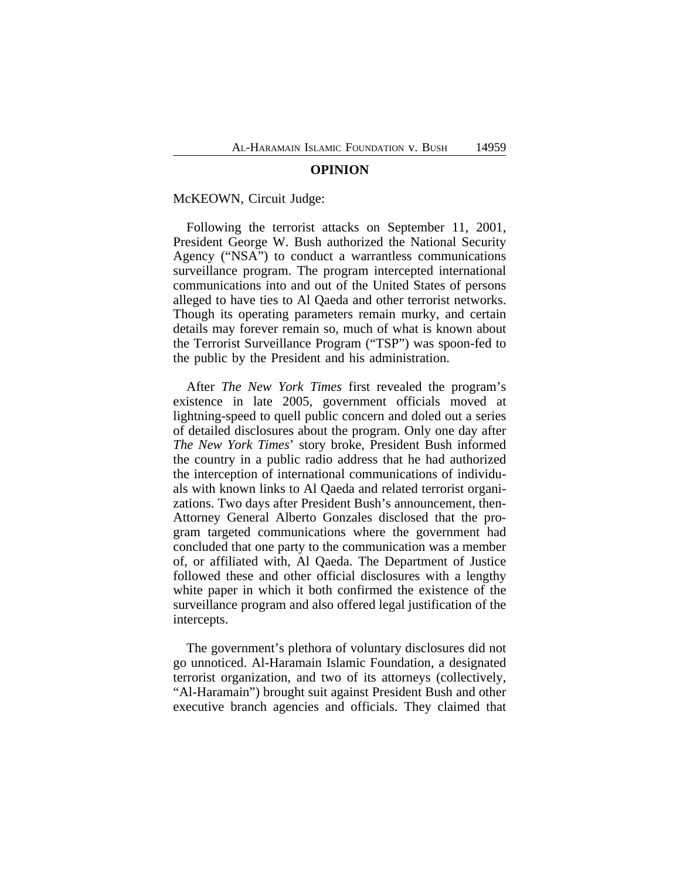## OPINION

McKEOWN, Circuit Judge:

Following the terrorist attacks on September 11, 2001, President George W. Bush authorized the National Security Agency ("NSA") to conduct a warrantless communications surveillance program. The program intercepted international communications into and out of the United States of persons alleged to have ties to Al Qaeda and other terrorist networks. Though its operating parameters remain murky, and certain details may forever remain so, much of what is known about the Terrorist Surveillance Program ("TSP") was spoon-fed to the public by the President and his administration.

After *The New York Times* first revealed the program's existence in late 2005, government officials moved at lightning-speed to quell public concern and doled out a series of detailed disclosures about the program. Only one day after *The New York Times*' story broke, President Bush informed the country in a public radio address that he had authorized the interception of international communications of individuals with known links to Al Qaeda and related terrorist organizations. Two days after President Bush's announcement, then-Attorney General Alberto Gonzales disclosed that the program targeted communications where the government had concluded that one party to the communication was a member of, or affiliated with, Al Qaeda. The Department of Justice followed these and other official disclosures with a lengthy white paper in which it both confirmed the existence of the surveillance program and also offered legal justification of the intercepts.

The government's plethora of voluntary disclosures did not go unnoticed. Al-Haramain Islamic Foundation, a designated terrorist organization, and two of its attorneys (collectively, "Al-Haramain") brought suit against President Bush and other executive branch agencies and officials. They claimed that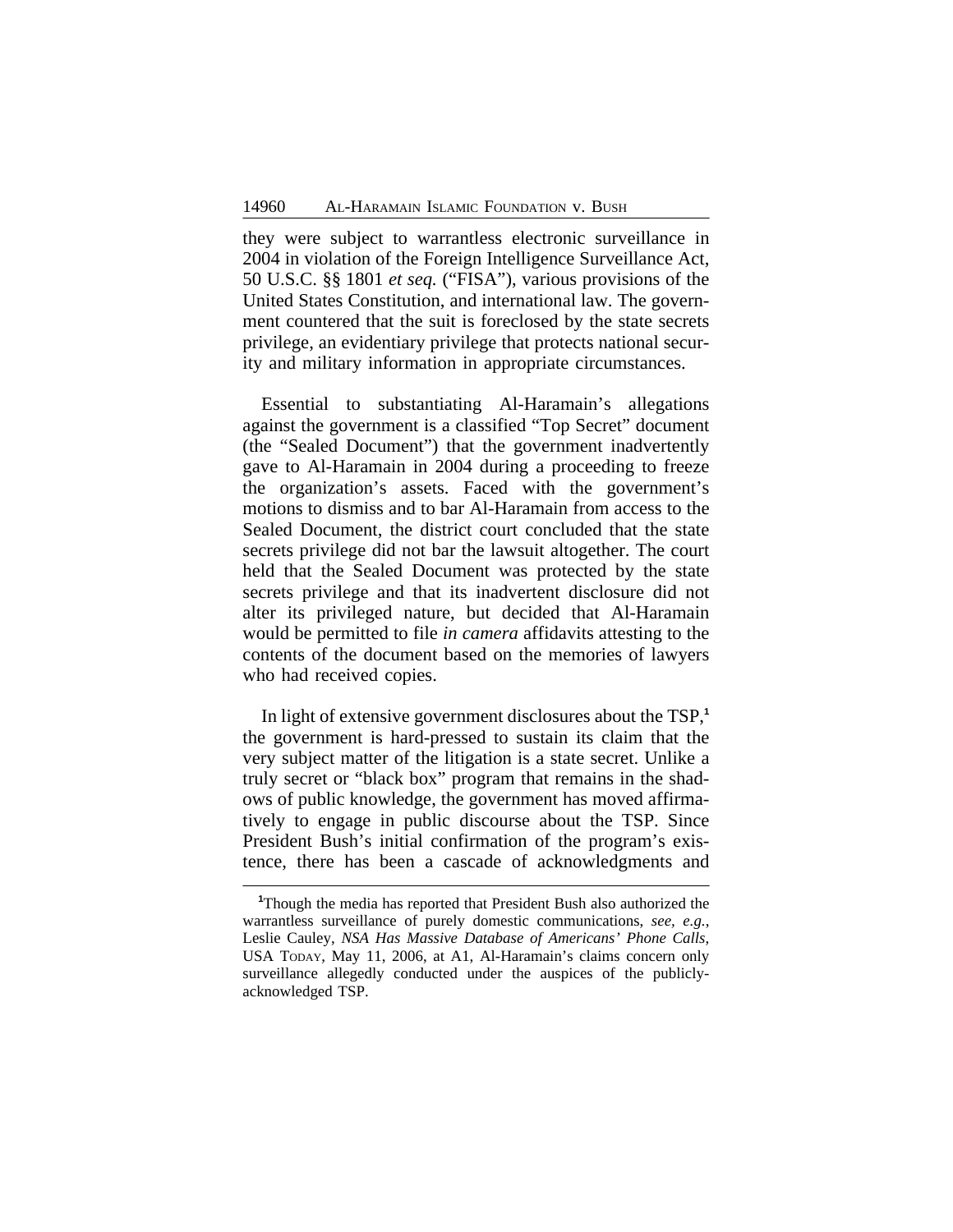they were subject to warrantless electronic surveillance in 2004 in violation of the Foreign Intelligence Surveillance Act, 50 U.S.C. §§ 1801 *et seq.* ("FISA"), various provisions of the United States Constitution, and international law. The government countered that the suit is foreclosed by the state secrets privilege, an evidentiary privilege that protects national security and military information in appropriate circumstances.

Essential to substantiating Al-Haramain's allegations against the government is a classified "Top Secret" document (the "Sealed Document") that the government inadvertently gave to Al-Haramain in 2004 during a proceeding to freeze the organization's assets. Faced with the government's motions to dismiss and to bar Al-Haramain from access to the Sealed Document, the district court concluded that the state secrets privilege did not bar the lawsuit altogether. The court held that the Sealed Document was protected by the state secrets privilege and that its inadvertent disclosure did not alter its privileged nature, but decided that Al-Haramain would be permitted to file *in camera* affidavits attesting to the contents of the document based on the memories of lawyers who had received copies.

In light of extensive government disclosures about the TSP,[1] the government is hard-pressed to sustain its claim that the very subject matter of the litigation is a state secret. Unlike a truly secret or "black box" program that remains in the shadows of public knowledge, the government has moved affirmatively to engage in public discourse about the TSP. Since President Bush's initial confirmation of the program's existence, there has been a cascade of acknowledgments and

[1]Though the media has reported that President Bush also authorized the warrantless surveillance of purely domestic communications, *see, e.g.*, Leslie Cauley, *NSA Has Massive Database of Americans' Phone Calls*, USA TODAY, May 11, 2006, at A1, Al-Haramain's claims concern only surveillance allegedly conducted under the auspices of the publicly-acknowledged TSP.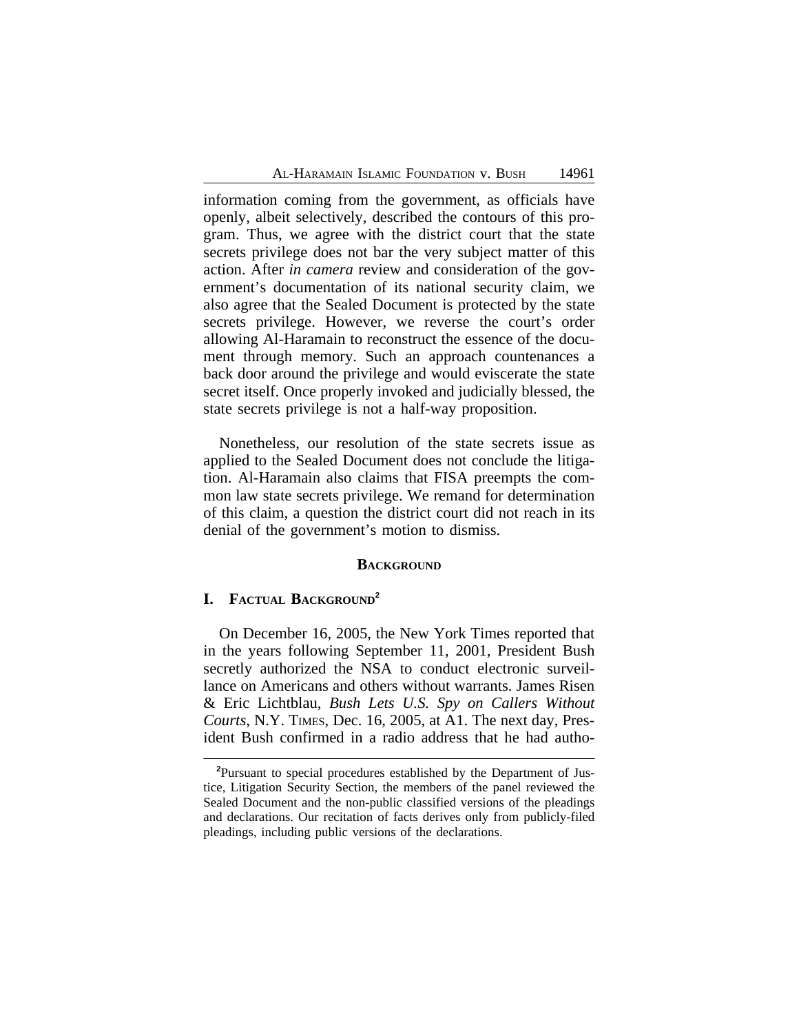information coming from the government, as officials have openly, albeit selectively, described the contours of this program. Thus, we agree with the district court that the state secrets privilege does not bar the very subject matter of this action. After *in camera* review and consideration of the government's documentation of its national security claim, we also agree that the Sealed Document is protected by the state secrets privilege. However, we reverse the court's order allowing Al-Haramain to reconstruct the essence of the document through memory. Such an approach countenances a back door around the privilege and would eviscerate the state secret itself. Once properly invoked and judicially blessed, the state secrets privilege is not a half-way proposition.

Nonetheless, our resolution of the state secrets issue as applied to the Sealed Document does not conclude the litigation. Al-Haramain also claims that FISA preempts the common law state secrets privilege. We remand for determination of this claim, a question the district court did not reach in its denial of the government's motion to dismiss.

## BACKGROUND

### I. FACTUAL BACKGROUND[2]

On December 16, 2005, the New York Times reported that in the years following September 11, 2001, President Bush secretly authorized the NSA to conduct electronic surveillance on Americans and others without warrants. James Risen & Eric Lichtblau, *Bush Lets U.S. Spy on Callers Without Courts*, N.Y. TIMES, Dec. 16, 2005, at A1. The next day, President Bush confirmed in a radio address that he had autho-

[2]Pursuant to special procedures established by the Department of Justice, Litigation Security Section, the members of the panel reviewed the Sealed Document and the non-public classified versions of the pleadings and declarations. Our recitation of facts derives only from publicly-filed pleadings, including public versions of the declarations.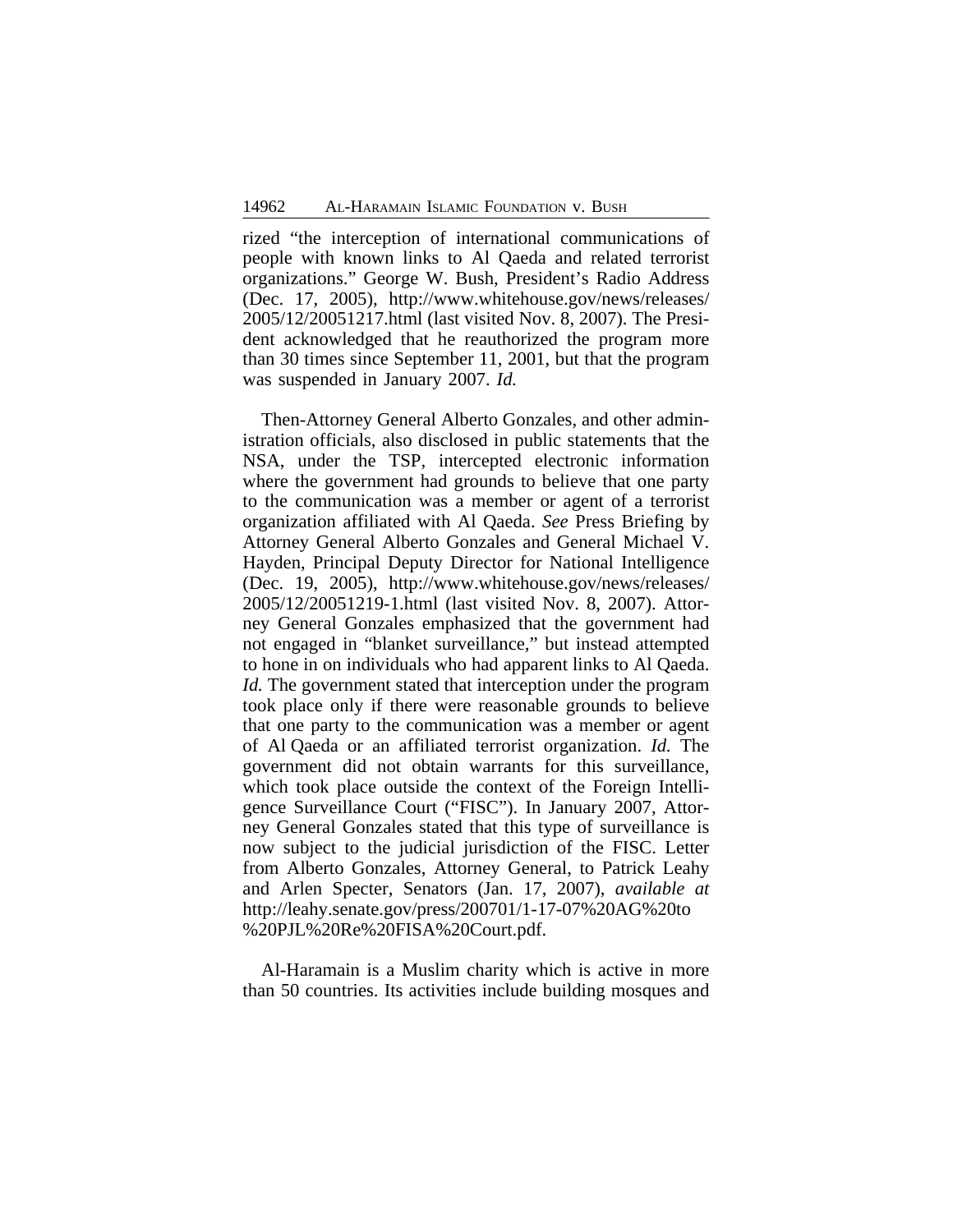rized "the interception of international communications of people with known links to Al Qaeda and related terrorist organizations." George W. Bush, President's Radio Address (Dec. 17, 2005), http://www.whitehouse.gov/news/releases/2005/12/20051217.html (last visited Nov. 8, 2007). The President acknowledged that he reauthorized the program more than 30 times since September 11, 2001, but that the program was suspended in January 2007. *Id.*

Then-Attorney General Alberto Gonzales, and other administration officials, also disclosed in public statements that the NSA, under the TSP, intercepted electronic information where the government had grounds to believe that one party to the communication was a member or agent of a terrorist organization affiliated with Al Qaeda. *See* Press Briefing by Attorney General Alberto Gonzales and General Michael V. Hayden, Principal Deputy Director for National Intelligence (Dec. 19, 2005), http://www.whitehouse.gov/news/releases/2005/12/20051219-1.html (last visited Nov. 8, 2007). Attorney General Gonzales emphasized that the government had not engaged in "blanket surveillance," but instead attempted to hone in on individuals who had apparent links to Al Qaeda. *Id.* The government stated that interception under the program took place only if there were reasonable grounds to believe that one party to the communication was a member or agent of Al Qaeda or an affiliated terrorist organization. *Id.* The government did not obtain warrants for this surveillance, which took place outside the context of the Foreign Intelligence Surveillance Court ("FISC"). In January 2007, Attorney General Gonzales stated that this type of surveillance is now subject to the judicial jurisdiction of the FISC. Letter from Alberto Gonzales, Attorney General, to Patrick Leahy and Arlen Specter, Senators (Jan. 17, 2007), *available at* http://leahy.senate.gov/press/200701/1-17-07%20AG%20to%20PJL%20Re%20FISA%20Court.pdf.

Al-Haramain is a Muslim charity which is active in more than 50 countries. Its activities include building mosques and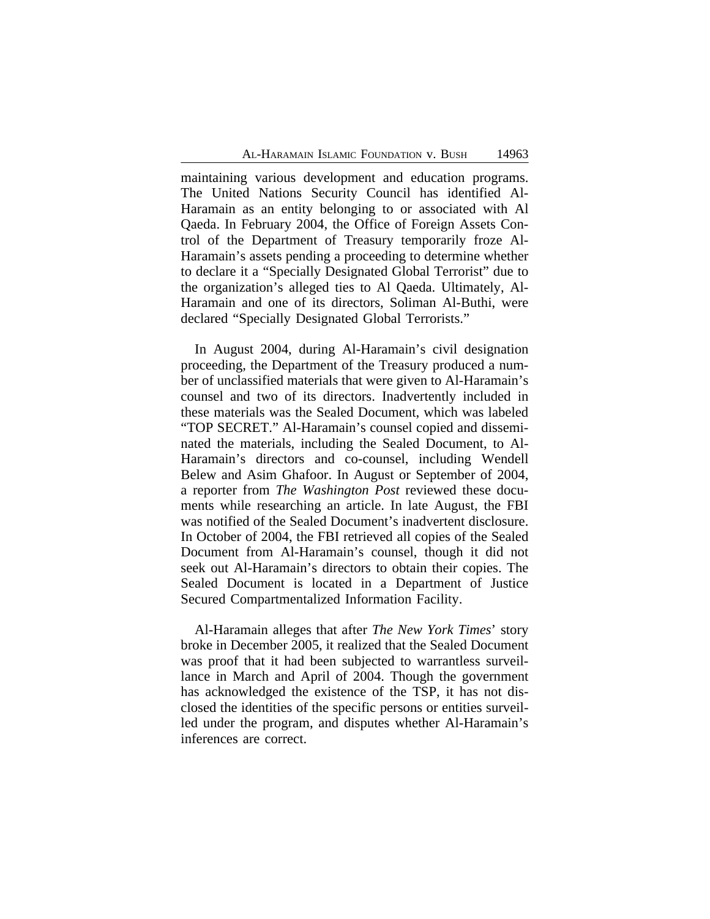maintaining various development and education programs. The United Nations Security Council has identified Al-Haramain as an entity belonging to or associated with Al Qaeda. In February 2004, the Office of Foreign Assets Control of the Department of Treasury temporarily froze Al-Haramain's assets pending a proceeding to determine whether to declare it a "Specially Designated Global Terrorist" due to the organization's alleged ties to Al Qaeda. Ultimately, Al-Haramain and one of its directors, Soliman Al-Buthi, were declared "Specially Designated Global Terrorists."

In August 2004, during Al-Haramain's civil designation proceeding, the Department of the Treasury produced a number of unclassified materials that were given to Al-Haramain's counsel and two of its directors. Inadvertently included in these materials was the Sealed Document, which was labeled "TOP SECRET." Al-Haramain's counsel copied and disseminated the materials, including the Sealed Document, to Al-Haramain's directors and co-counsel, including Wendell Belew and Asim Ghafoor. In August or September of 2004, a reporter from *The Washington Post* reviewed these documents while researching an article. In late August, the FBI was notified of the Sealed Document's inadvertent disclosure. In October of 2004, the FBI retrieved all copies of the Sealed Document from Al-Haramain's counsel, though it did not seek out Al-Haramain's directors to obtain their copies. The Sealed Document is located in a Department of Justice Secured Compartmentalized Information Facility.

Al-Haramain alleges that after *The New York Times*' story broke in December 2005, it realized that the Sealed Document was proof that it had been subjected to warrantless surveillance in March and April of 2004. Though the government has acknowledged the existence of the TSP, it has not disclosed the identities of the specific persons or entities surveilled under the program, and disputes whether Al-Haramain's inferences are correct.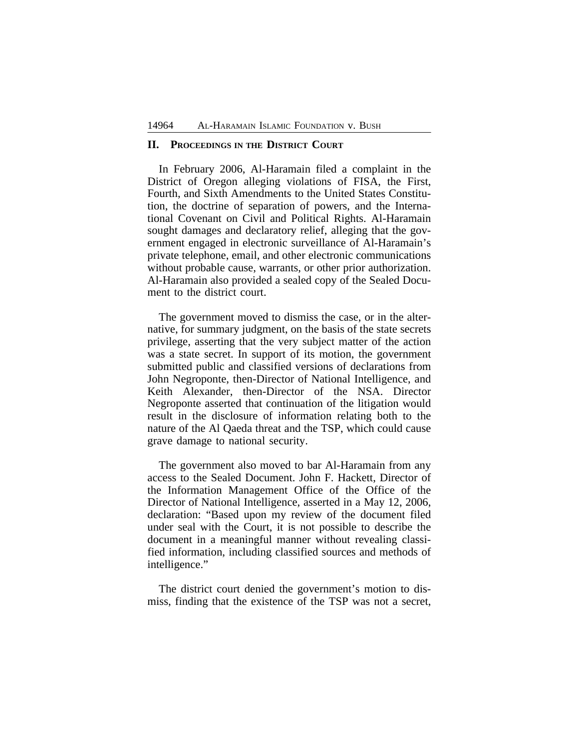## II. Proceedings in the District Court

In February 2006, Al-Haramain filed a complaint in the District of Oregon alleging violations of FISA, the First, Fourth, and Sixth Amendments to the United States Constitution, the doctrine of separation of powers, and the International Covenant on Civil and Political Rights. Al-Haramain sought damages and declaratory relief, alleging that the government engaged in electronic surveillance of Al-Haramain's private telephone, email, and other electronic communications without probable cause, warrants, or other prior authorization. Al-Haramain also provided a sealed copy of the Sealed Document to the district court.

The government moved to dismiss the case, or in the alternative, for summary judgment, on the basis of the state secrets privilege, asserting that the very subject matter of the action was a state secret. In support of its motion, the government submitted public and classified versions of declarations from John Negroponte, then-Director of National Intelligence, and Keith Alexander, then-Director of the NSA. Director Negroponte asserted that continuation of the litigation would result in the disclosure of information relating both to the nature of the Al Qaeda threat and the TSP, which could cause grave damage to national security.

The government also moved to bar Al-Haramain from any access to the Sealed Document. John F. Hackett, Director of the Information Management Office of the Office of the Director of National Intelligence, asserted in a May 12, 2006, declaration: "Based upon my review of the document filed under seal with the Court, it is not possible to describe the document in a meaningful manner without revealing classified information, including classified sources and methods of intelligence."

The district court denied the government's motion to dismiss, finding that the existence of the TSP was not a secret,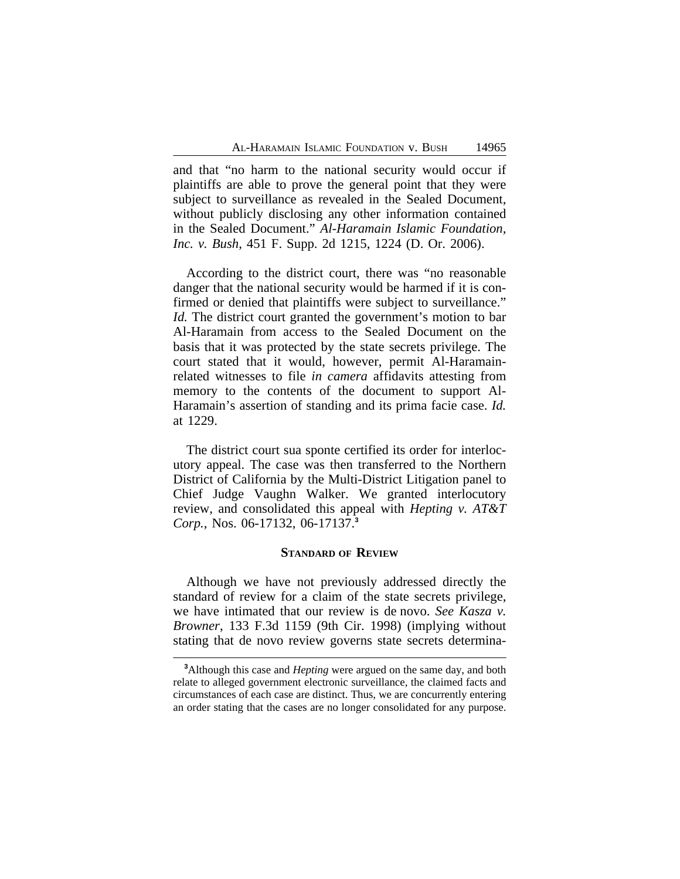and that "no harm to the national security would occur if plaintiffs are able to prove the general point that they were subject to surveillance as revealed in the Sealed Document, without publicly disclosing any other information contained in the Sealed Document." *Al-Haramain Islamic Foundation, Inc. v. Bush*, 451 F. Supp. 2d 1215, 1224 (D. Or. 2006).

According to the district court, there was "no reasonable danger that the national security would be harmed if it is confirmed or denied that plaintiffs were subject to surveillance." *Id.* The district court granted the government's motion to bar Al-Haramain from access to the Sealed Document on the basis that it was protected by the state secrets privilege. The court stated that it would, however, permit Al-Haramain-related witnesses to file *in camera* affidavits attesting from memory to the contents of the document to support Al-Haramain's assertion of standing and its prima facie case. *Id.* at 1229.

The district court sua sponte certified its order for interlocutory appeal. The case was then transferred to the Northern District of California by the Multi-District Litigation panel to Chief Judge Vaughn Walker. We granted interlocutory review, and consolidated this appeal with *Hepting v. AT&T Corp.*, Nos. 06-17132, 06-17137.[3]

## STANDARD OF REVIEW

Although we have not previously addressed directly the standard of review for a claim of the state secrets privilege, we have intimated that our review is de novo. *See Kasza v. Browner*, 133 F.3d 1159 (9th Cir. 1998) (implying without stating that de novo review governs state secrets determina-

[3]Although this case and *Hepting* were argued on the same day, and both relate to alleged government electronic surveillance, the claimed facts and circumstances of each case are distinct. Thus, we are concurrently entering an order stating that the cases are no longer consolidated for any purpose.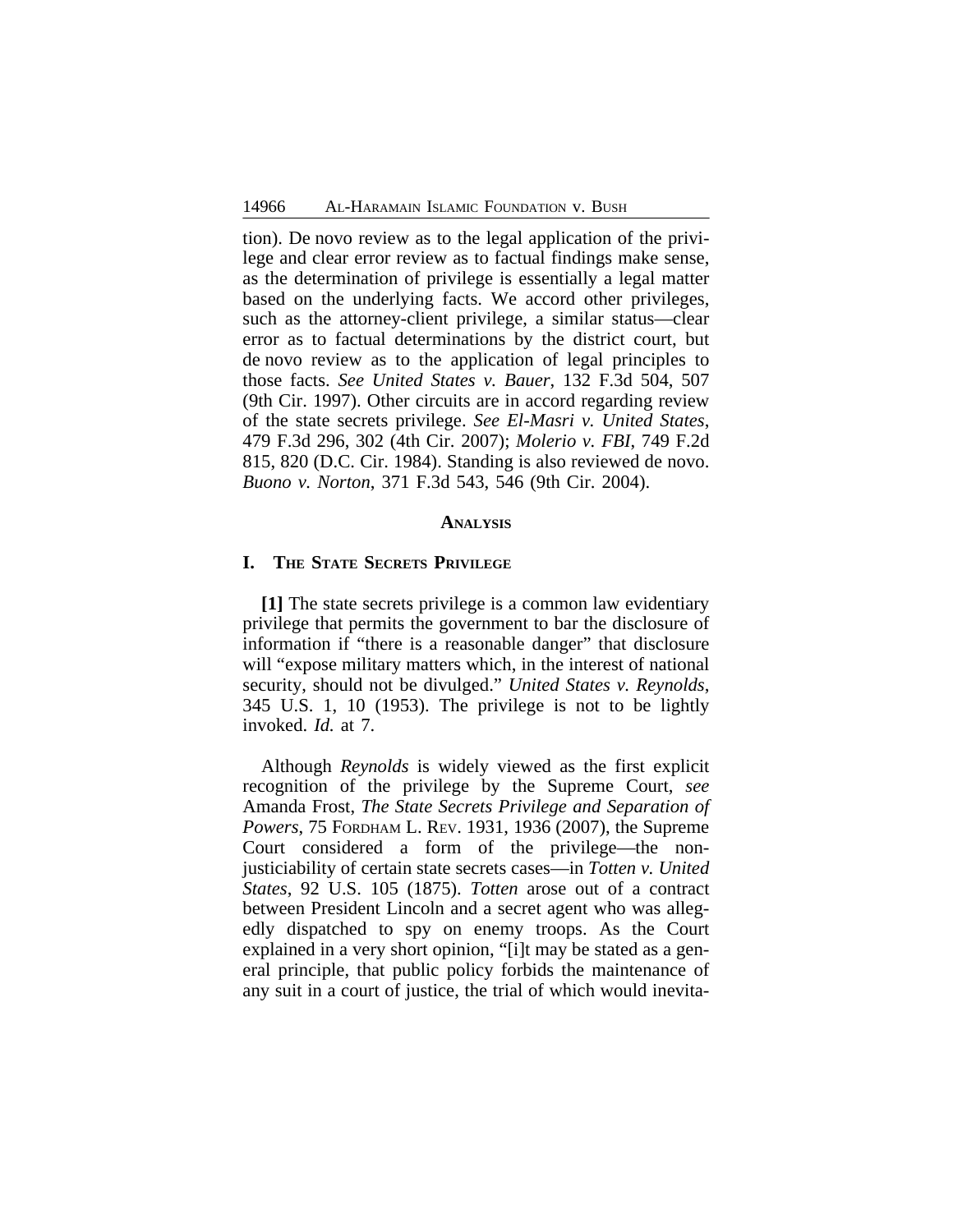tion). De novo review as to the legal application of the privilege and clear error review as to factual findings make sense, as the determination of privilege is essentially a legal matter based on the underlying facts. We accord other privileges, such as the attorney-client privilege, a similar status—clear error as to factual determinations by the district court, but de novo review as to the application of legal principles to those facts. *See United States v. Bauer*, 132 F.3d 504, 507 (9th Cir. 1997). Other circuits are in accord regarding review of the state secrets privilege. *See El-Masri v. United States*, 479 F.3d 296, 302 (4th Cir. 2007); *Molerio v. FBI*, 749 F.2d 815, 820 (D.C. Cir. 1984). Standing is also reviewed de novo. *Buono v. Norton*, 371 F.3d 543, 546 (9th Cir. 2004).

## ANALYSIS

### I. THE STATE SECRETS PRIVILEGE

**[1]** The state secrets privilege is a common law evidentiary privilege that permits the government to bar the disclosure of information if "there is a reasonable danger" that disclosure will "expose military matters which, in the interest of national security, should not be divulged." *United States v. Reynolds*, 345 U.S. 1, 10 (1953). The privilege is not to be lightly invoked. *Id.* at 7.

Although *Reynolds* is widely viewed as the first explicit recognition of the privilege by the Supreme Court, *see* Amanda Frost, *The State Secrets Privilege and Separation of Powers*, 75 FORDHAM L. REV. 1931, 1936 (2007), the Supreme Court considered a form of the privilege—the non-justiciability of certain state secrets cases—in *Totten v. United States*, 92 U.S. 105 (1875). *Totten* arose out of a contract between President Lincoln and a secret agent who was allegedly dispatched to spy on enemy troops. As the Court explained in a very short opinion, "[i]t may be stated as a general principle, that public policy forbids the maintenance of any suit in a court of justice, the trial of which would inevita-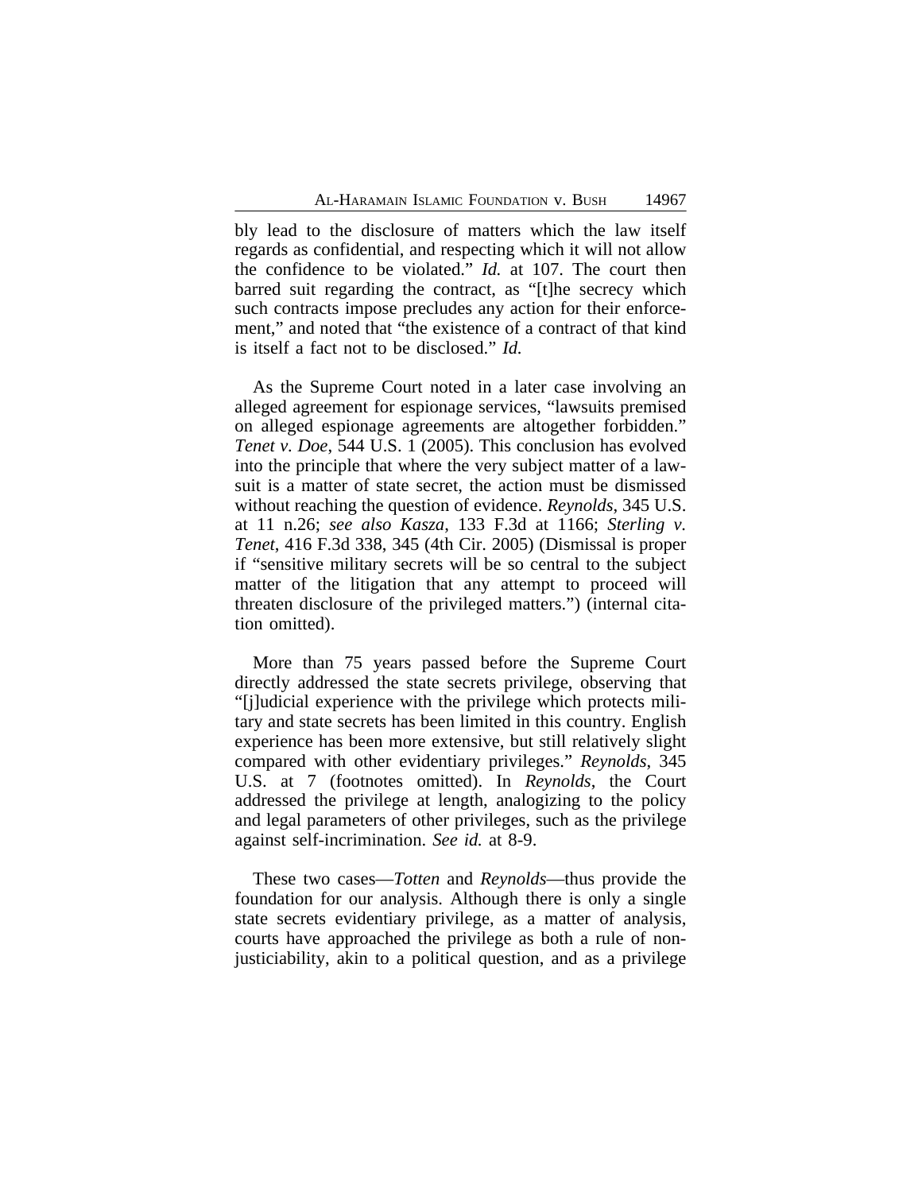bly lead to the disclosure of matters which the law itself regards as confidential, and respecting which it will not allow the confidence to be violated." *Id.* at 107. The court then barred suit regarding the contract, as "[t]he secrecy which such contracts impose precludes any action for their enforcement," and noted that "the existence of a contract of that kind is itself a fact not to be disclosed." *Id.*

As the Supreme Court noted in a later case involving an alleged agreement for espionage services, "lawsuits premised on alleged espionage agreements are altogether forbidden." *Tenet v. Doe*, 544 U.S. 1 (2005). This conclusion has evolved into the principle that where the very subject matter of a lawsuit is a matter of state secret, the action must be dismissed without reaching the question of evidence. *Reynolds*, 345 U.S. at 11 n.26; *see also Kasza*, 133 F.3d at 1166; *Sterling v. Tenet*, 416 F.3d 338, 345 (4th Cir. 2005) (Dismissal is proper if "sensitive military secrets will be so central to the subject matter of the litigation that any attempt to proceed will threaten disclosure of the privileged matters.") (internal citation omitted).

More than 75 years passed before the Supreme Court directly addressed the state secrets privilege, observing that "[j]udicial experience with the privilege which protects military and state secrets has been limited in this country. English experience has been more extensive, but still relatively slight compared with other evidentiary privileges." *Reynolds*, 345 U.S. at 7 (footnotes omitted). In *Reynolds*, the Court addressed the privilege at length, analogizing to the policy and legal parameters of other privileges, such as the privilege against self-incrimination. *See id.* at 8-9.

These two cases—*Totten* and *Reynolds*—thus provide the foundation for our analysis. Although there is only a single state secrets evidentiary privilege, as a matter of analysis, courts have approached the privilege as both a rule of non-justiciability, akin to a political question, and as a privilege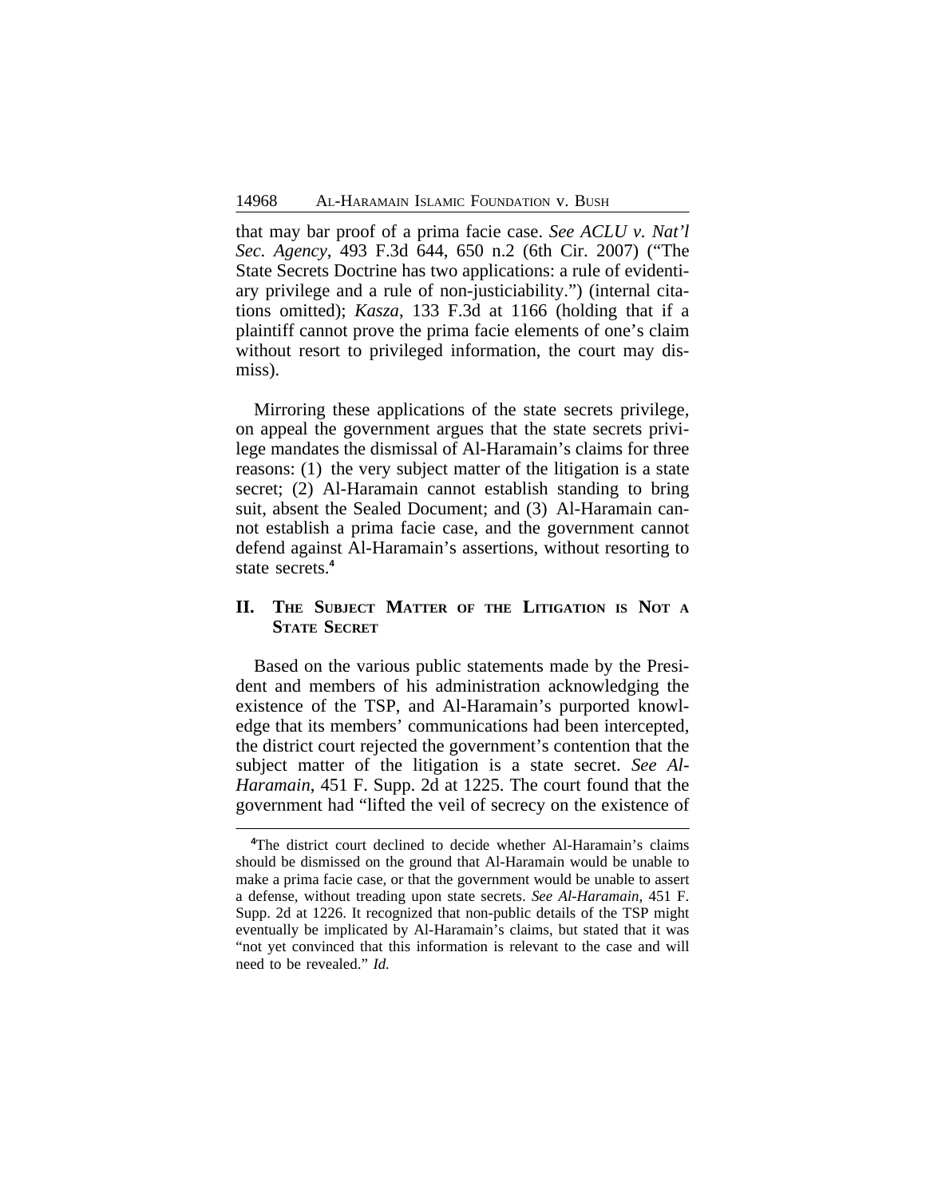that may bar proof of a prima facie case. *See ACLU v. Nat'l Sec. Agency*, 493 F.3d 644, 650 n.2 (6th Cir. 2007) ("The State Secrets Doctrine has two applications: a rule of evidentiary privilege and a rule of non-justiciability.") (internal citations omitted); *Kasza*, 133 F.3d at 1166 (holding that if a plaintiff cannot prove the prima facie elements of one's claim without resort to privileged information, the court may dismiss).

Mirroring these applications of the state secrets privilege, on appeal the government argues that the state secrets privilege mandates the dismissal of Al-Haramain's claims for three reasons: (1) the very subject matter of the litigation is a state secret; (2) Al-Haramain cannot establish standing to bring suit, absent the Sealed Document; and (3) Al-Haramain cannot establish a prima facie case, and the government cannot defend against Al-Haramain's assertions, without resorting to state secrets.[4]

## II. The Subject Matter of the Litigation is Not a State Secret

Based on the various public statements made by the President and members of his administration acknowledging the existence of the TSP, and Al-Haramain's purported knowledge that its members' communications had been intercepted, the district court rejected the government's contention that the subject matter of the litigation is a state secret. *See Al-Haramain*, 451 F. Supp. 2d at 1225. The court found that the government had "lifted the veil of secrecy on the existence of

[4]The district court declined to decide whether Al-Haramain's claims should be dismissed on the ground that Al-Haramain would be unable to make a prima facie case, or that the government would be unable to assert a defense, without treading upon state secrets. *See Al-Haramain*, 451 F. Supp. 2d at 1226. It recognized that non-public details of the TSP might eventually be implicated by Al-Haramain's claims, but stated that it was "not yet convinced that this information is relevant to the case and will need to be revealed." *Id.*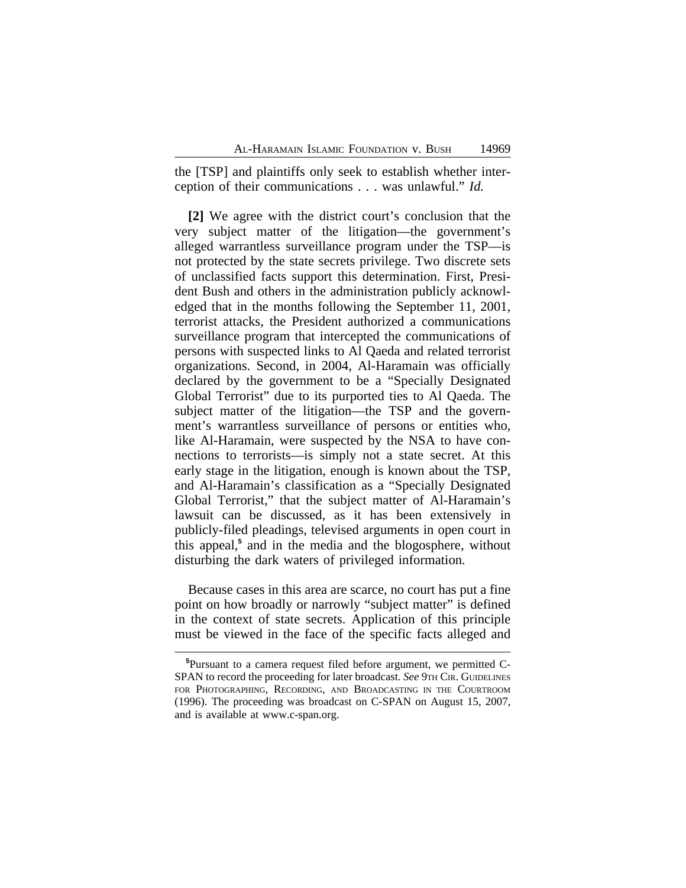the [TSP] and plaintiffs only seek to establish whether interception of their communications . . . was unlawful." *Id.*

**[2]** We agree with the district court's conclusion that the very subject matter of the litigation—the government's alleged warrantless surveillance program under the TSP—is not protected by the state secrets privilege. Two discrete sets of unclassified facts support this determination. First, President Bush and others in the administration publicly acknowledged that in the months following the September 11, 2001, terrorist attacks, the President authorized a communications surveillance program that intercepted the communications of persons with suspected links to Al Qaeda and related terrorist organizations. Second, in 2004, Al-Haramain was officially declared by the government to be a "Specially Designated Global Terrorist" due to its purported ties to Al Qaeda. The subject matter of the litigation—the TSP and the government's warrantless surveillance of persons or entities who, like Al-Haramain, were suspected by the NSA to have connections to terrorists—is simply not a state secret. At this early stage in the litigation, enough is known about the TSP, and Al-Haramain's classification as a "Specially Designated Global Terrorist," that the subject matter of Al-Haramain's lawsuit can be discussed, as it has been extensively in publicly-filed pleadings, televised arguments in open court in this appeal,[5] and in the media and the blogosphere, without disturbing the dark waters of privileged information.

Because cases in this area are scarce, no court has put a fine point on how broadly or narrowly "subject matter" is defined in the context of state secrets. Application of this principle must be viewed in the face of the specific facts alleged and

[5]Pursuant to a camera request filed before argument, we permitted C-SPAN to record the proceeding for later broadcast. *See* 9TH CIR. GUIDELINES FOR PHOTOGRAPHING, RECORDING, AND BROADCASTING IN THE COURTROOM (1996). The proceeding was broadcast on C-SPAN on August 15, 2007, and is available at www.c-span.org.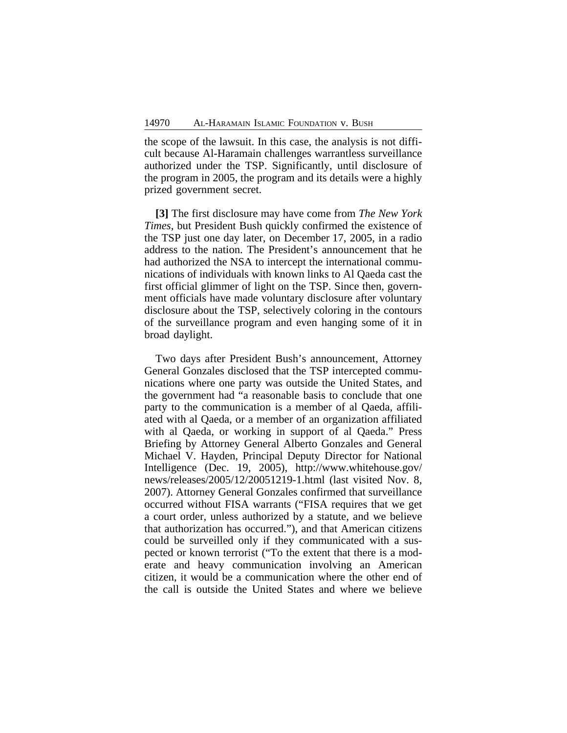the scope of the lawsuit. In this case, the analysis is not difficult because Al-Haramain challenges warrantless surveillance authorized under the TSP. Significantly, until disclosure of the program in 2005, the program and its details were a highly prized government secret.

**[3]** The first disclosure may have come from *The New York Times*, but President Bush quickly confirmed the existence of the TSP just one day later, on December 17, 2005, in a radio address to the nation. The President's announcement that he had authorized the NSA to intercept the international communications of individuals with known links to Al Qaeda cast the first official glimmer of light on the TSP. Since then, government officials have made voluntary disclosure after voluntary disclosure about the TSP, selectively coloring in the contours of the surveillance program and even hanging some of it in broad daylight.

Two days after President Bush's announcement, Attorney General Gonzales disclosed that the TSP intercepted communications where one party was outside the United States, and the government had "a reasonable basis to conclude that one party to the communication is a member of al Qaeda, affiliated with al Qaeda, or a member of an organization affiliated with al Qaeda, or working in support of al Qaeda." Press Briefing by Attorney General Alberto Gonzales and General Michael V. Hayden, Principal Deputy Director for National Intelligence (Dec. 19, 2005), http://www.whitehouse.gov/news/releases/2005/12/20051219-1.html (last visited Nov. 8, 2007). Attorney General Gonzales confirmed that surveillance occurred without FISA warrants ("FISA requires that we get a court order, unless authorized by a statute, and we believe that authorization has occurred."), and that American citizens could be surveilled only if they communicated with a suspected or known terrorist ("To the extent that there is a moderate and heavy communication involving an American citizen, it would be a communication where the other end of the call is outside the United States and where we believe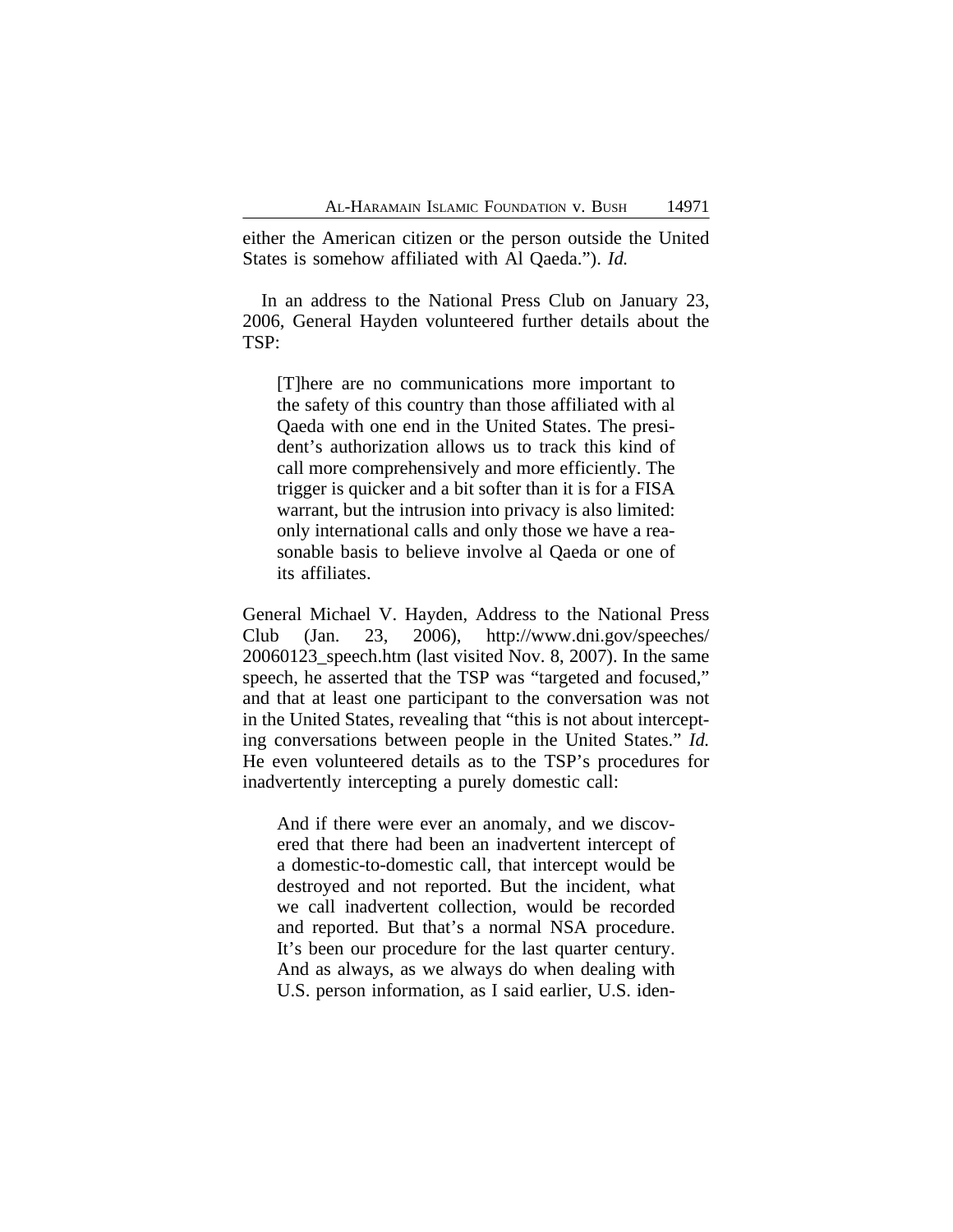either the American citizen or the person outside the United States is somehow affiliated with Al Qaeda."). *Id.*

In an address to the National Press Club on January 23, 2006, General Hayden volunteered further details about the TSP:

> [T]here are no communications more important to the safety of this country than those affiliated with al Qaeda with one end in the United States. The president's authorization allows us to track this kind of call more comprehensively and more efficiently. The trigger is quicker and a bit softer than it is for a FISA warrant, but the intrusion into privacy is also limited: only international calls and only those we have a reasonable basis to believe involve al Qaeda or one of its affiliates.

General Michael V. Hayden, Address to the National Press Club (Jan. 23, 2006), http://www.dni.gov/speeches/20060123_speech.htm (last visited Nov. 8, 2007). In the same speech, he asserted that the TSP was "targeted and focused," and that at least one participant to the conversation was not in the United States, revealing that "this is not about intercepting conversations between people in the United States." *Id.* He even volunteered details as to the TSP's procedures for inadvertently intercepting a purely domestic call:

> And if there were ever an anomaly, and we discovered that there had been an inadvertent intercept of a domestic-to-domestic call, that intercept would be destroyed and not reported. But the incident, what we call inadvertent collection, would be recorded and reported. But that's a normal NSA procedure. It's been our procedure for the last quarter century. And as always, as we always do when dealing with U.S. person information, as I said earlier, U.S. iden-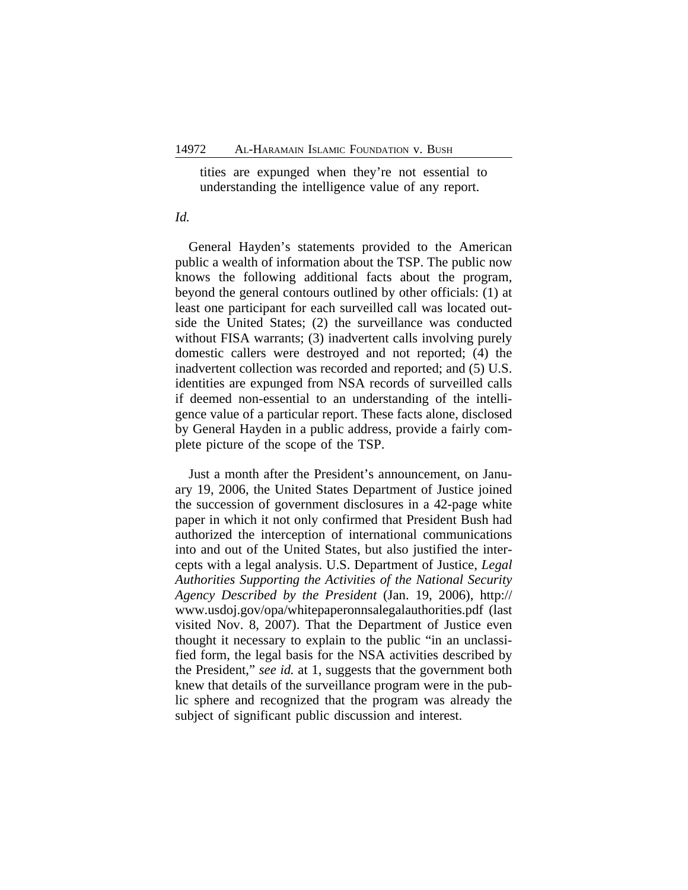> tities are expunged when they're not essential to understanding the intelligence value of any report.

*Id.*

General Hayden's statements provided to the American public a wealth of information about the TSP. The public now knows the following additional facts about the program, beyond the general contours outlined by other officials: (1) at least one participant for each surveilled call was located outside the United States; (2) the surveillance was conducted without FISA warrants; (3) inadvertent calls involving purely domestic callers were destroyed and not reported; (4) the inadvertent collection was recorded and reported; and (5) U.S. identities are expunged from NSA records of surveilled calls if deemed non-essential to an understanding of the intelligence value of a particular report. These facts alone, disclosed by General Hayden in a public address, provide a fairly complete picture of the scope of the TSP.

Just a month after the President's announcement, on January 19, 2006, the United States Department of Justice joined the succession of government disclosures in a 42-page white paper in which it not only confirmed that President Bush had authorized the interception of international communications into and out of the United States, but also justified the intercepts with a legal analysis. U.S. Department of Justice, *Legal Authorities Supporting the Activities of the National Security Agency Described by the President* (Jan. 19, 2006), http://www.usdoj.gov/opa/whitepaperonnsalegalauthorities.pdf (last visited Nov. 8, 2007). That the Department of Justice even thought it necessary to explain to the public "in an unclassified form, the legal basis for the NSA activities described by the President," *see id.* at 1, suggests that the government both knew that details of the surveillance program were in the public sphere and recognized that the program was already the subject of significant public discussion and interest.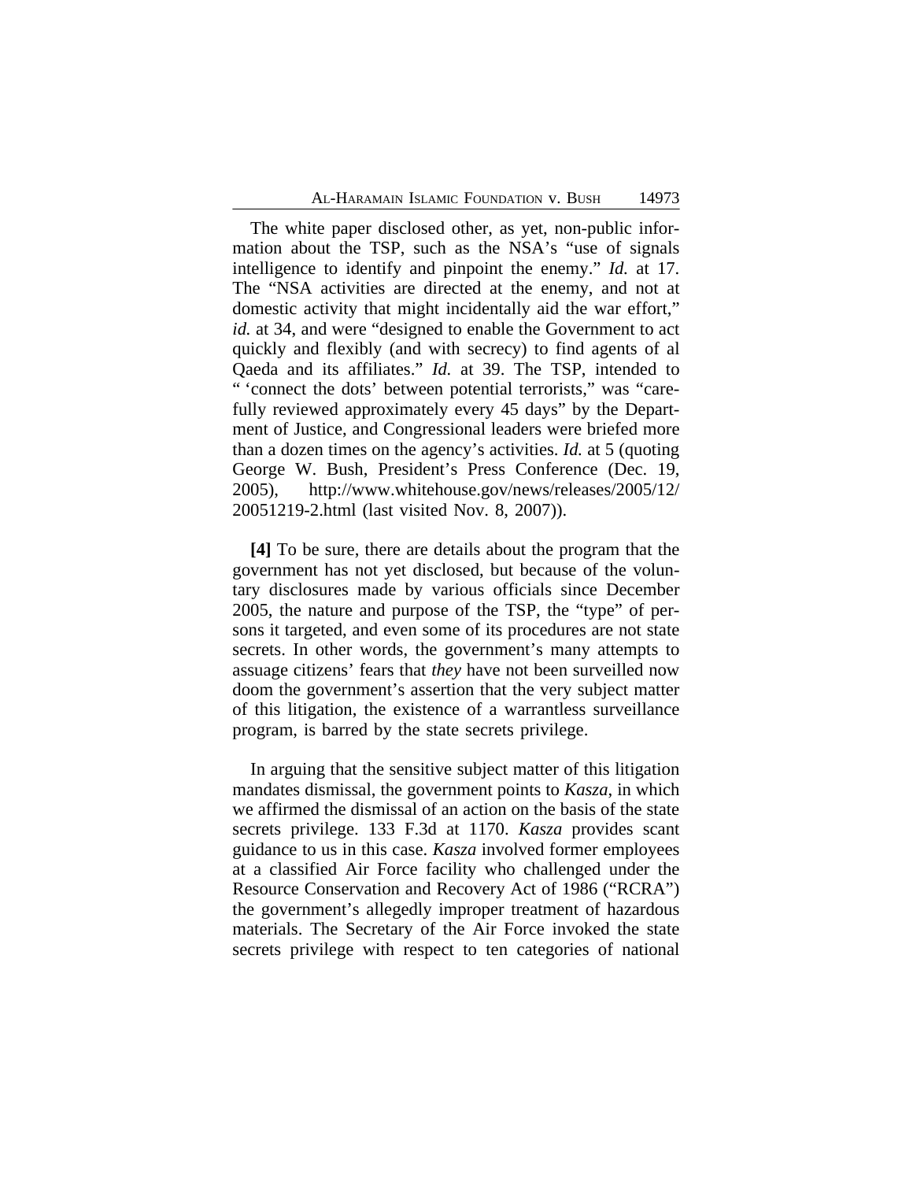The white paper disclosed other, as yet, non-public information about the TSP, such as the NSA's "use of signals intelligence to identify and pinpoint the enemy." *Id.* at 17. The "NSA activities are directed at the enemy, and not at domestic activity that might incidentally aid the war effort," *id.* at 34, and were "designed to enable the Government to act quickly and flexibly (and with secrecy) to find agents of al Qaeda and its affiliates." *Id.* at 39. The TSP, intended to " 'connect the dots' between potential terrorists," was "carefully reviewed approximately every 45 days" by the Department of Justice, and Congressional leaders were briefed more than a dozen times on the agency's activities. *Id.* at 5 (quoting George W. Bush, President's Press Conference (Dec. 19, 2005), http://www.whitehouse.gov/news/releases/2005/12/20051219-2.html (last visited Nov. 8, 2007)).

**[4]** To be sure, there are details about the program that the government has not yet disclosed, but because of the voluntary disclosures made by various officials since December 2005, the nature and purpose of the TSP, the "type" of persons it targeted, and even some of its procedures are not state secrets. In other words, the government's many attempts to assuage citizens' fears that *they* have not been surveilled now doom the government's assertion that the very subject matter of this litigation, the existence of a warrantless surveillance program, is barred by the state secrets privilege.

In arguing that the sensitive subject matter of this litigation mandates dismissal, the government points to *Kasza*, in which we affirmed the dismissal of an action on the basis of the state secrets privilege. 133 F.3d at 1170. *Kasza* provides scant guidance to us in this case. *Kasza* involved former employees at a classified Air Force facility who challenged under the Resource Conservation and Recovery Act of 1986 ("RCRA") the government's allegedly improper treatment of hazardous materials. The Secretary of the Air Force invoked the state secrets privilege with respect to ten categories of national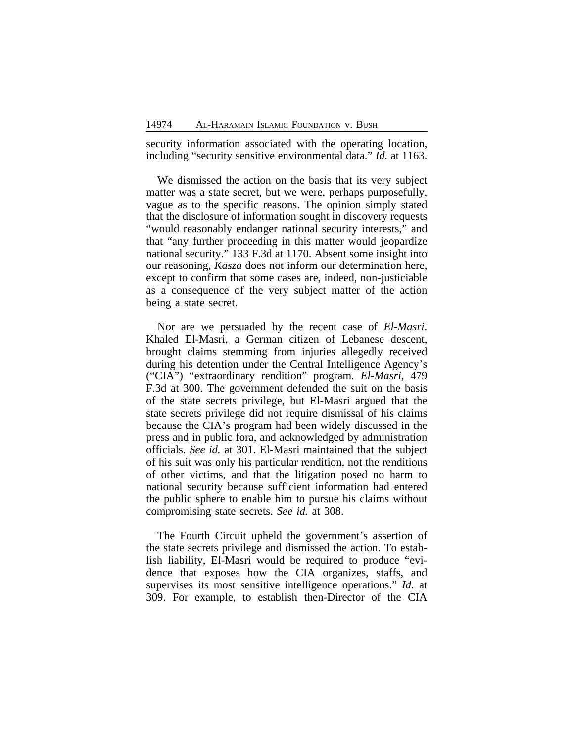security information associated with the operating location, including "security sensitive environmental data." *Id.* at 1163.

We dismissed the action on the basis that its very subject matter was a state secret, but we were, perhaps purposefully, vague as to the specific reasons. The opinion simply stated that the disclosure of information sought in discovery requests "would reasonably endanger national security interests," and that "any further proceeding in this matter would jeopardize national security." 133 F.3d at 1170. Absent some insight into our reasoning, *Kasza* does not inform our determination here, except to confirm that some cases are, indeed, non-justiciable as a consequence of the very subject matter of the action being a state secret.

Nor are we persuaded by the recent case of *El-Masri*. Khaled El-Masri, a German citizen of Lebanese descent, brought claims stemming from injuries allegedly received during his detention under the Central Intelligence Agency's ("CIA") "extraordinary rendition" program. *El-Masri*, 479 F.3d at 300. The government defended the suit on the basis of the state secrets privilege, but El-Masri argued that the state secrets privilege did not require dismissal of his claims because the CIA's program had been widely discussed in the press and in public fora, and acknowledged by administration officials. *See id.* at 301. El-Masri maintained that the subject of his suit was only his particular rendition, not the renditions of other victims, and that the litigation posed no harm to national security because sufficient information had entered the public sphere to enable him to pursue his claims without compromising state secrets. *See id.* at 308.

The Fourth Circuit upheld the government's assertion of the state secrets privilege and dismissed the action. To establish liability, El-Masri would be required to produce "evidence that exposes how the CIA organizes, staffs, and supervises its most sensitive intelligence operations." *Id.* at 309. For example, to establish then-Director of the CIA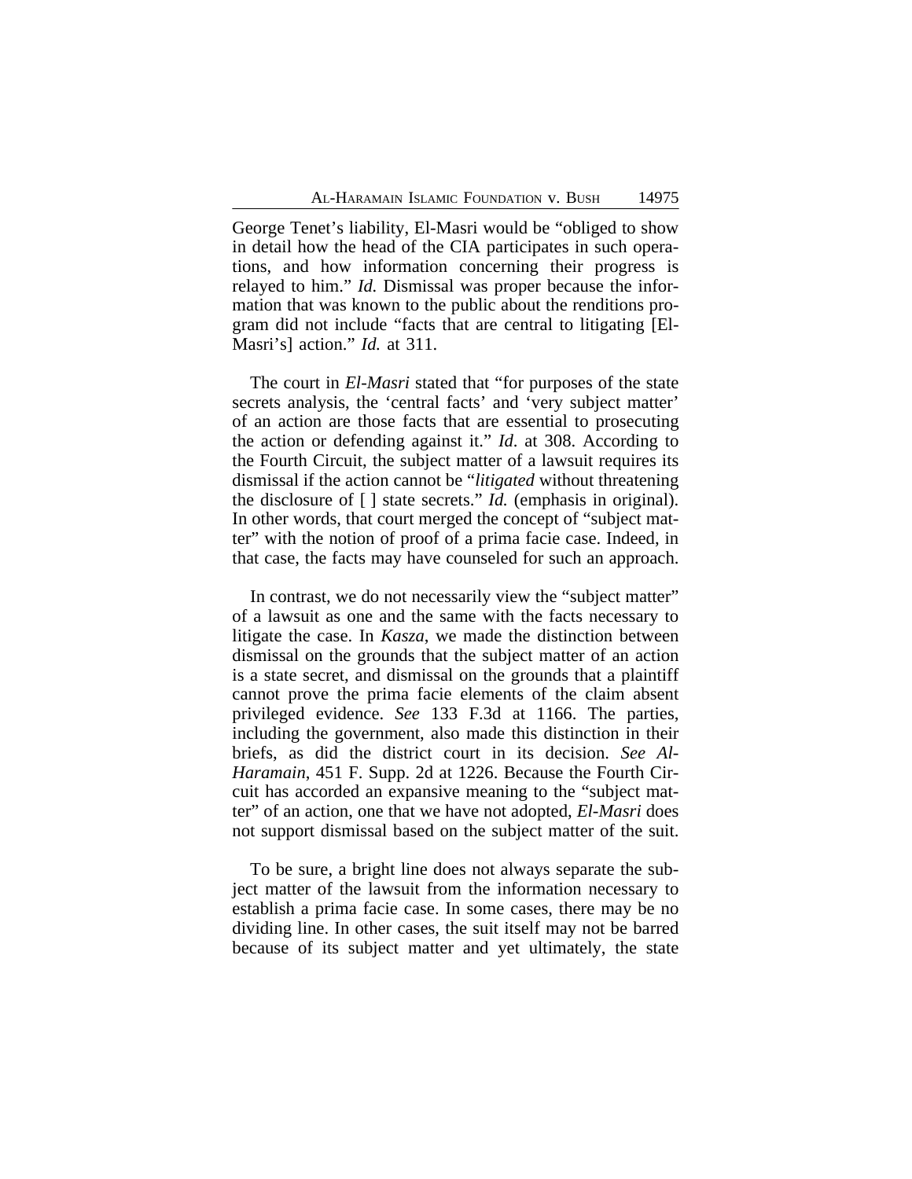George Tenet's liability, El-Masri would be "obliged to show in detail how the head of the CIA participates in such operations, and how information concerning their progress is relayed to him." *Id.* Dismissal was proper because the information that was known to the public about the renditions program did not include "facts that are central to litigating [El-Masri's] action." *Id.* at 311.

The court in *El-Masri* stated that "for purposes of the state secrets analysis, the 'central facts' and 'very subject matter' of an action are those facts that are essential to prosecuting the action or defending against it." *Id*. at 308. According to the Fourth Circuit, the subject matter of a lawsuit requires its dismissal if the action cannot be "*litigated* without threatening the disclosure of [ ] state secrets." *Id.* (emphasis in original). In other words, that court merged the concept of "subject matter" with the notion of proof of a prima facie case. Indeed, in that case, the facts may have counseled for such an approach.

In contrast, we do not necessarily view the "subject matter" of a lawsuit as one and the same with the facts necessary to litigate the case. In *Kasza*, we made the distinction between dismissal on the grounds that the subject matter of an action is a state secret, and dismissal on the grounds that a plaintiff cannot prove the prima facie elements of the claim absent privileged evidence. *See* 133 F.3d at 1166. The parties, including the government, also made this distinction in their briefs, as did the district court in its decision. *See Al-Haramain*, 451 F. Supp. 2d at 1226. Because the Fourth Circuit has accorded an expansive meaning to the "subject matter" of an action, one that we have not adopted, *El-Masri* does not support dismissal based on the subject matter of the suit.

To be sure, a bright line does not always separate the subject matter of the lawsuit from the information necessary to establish a prima facie case. In some cases, there may be no dividing line. In other cases, the suit itself may not be barred because of its subject matter and yet ultimately, the state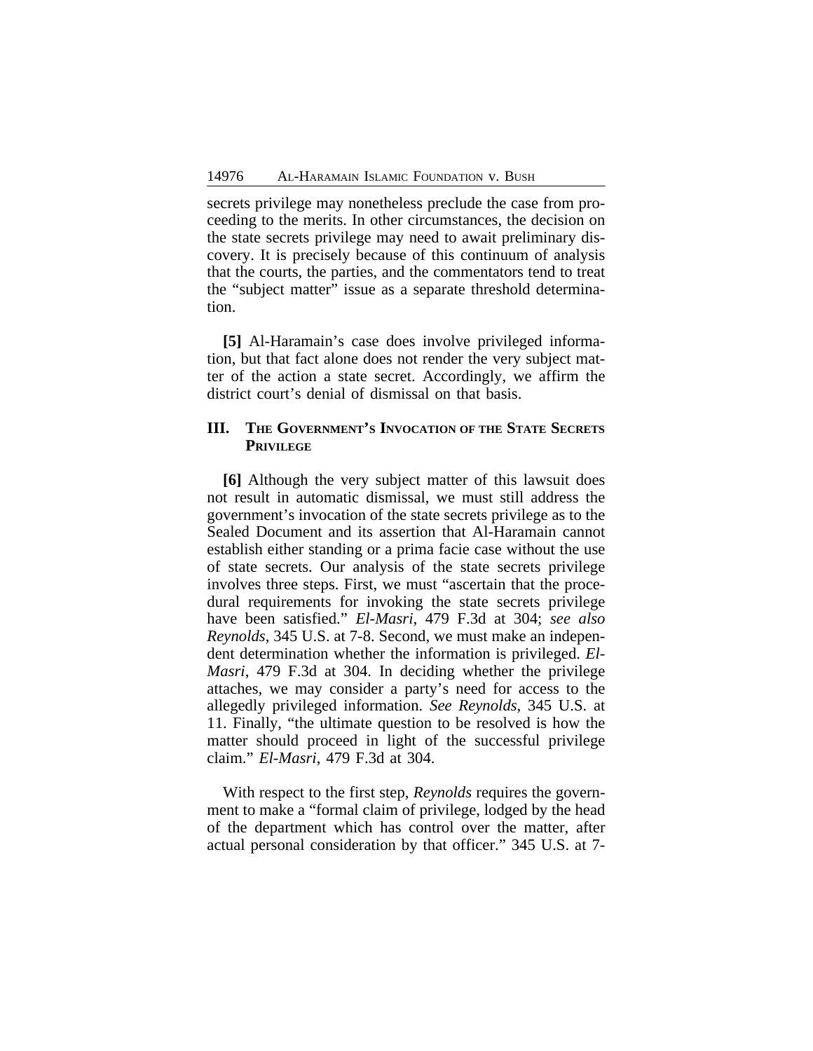secrets privilege may nonetheless preclude the case from proceeding to the merits. In other circumstances, the decision on the state secrets privilege may need to await preliminary discovery. It is precisely because of this continuum of analysis that the courts, the parties, and the commentators tend to treat the "subject matter" issue as a separate threshold determination.

**[5]** Al-Haramain's case does involve privileged information, but that fact alone does not render the very subject matter of the action a state secret. Accordingly, we affirm the district court's denial of dismissal on that basis.

## III. The Government's Invocation of the State Secrets Privilege

**[6]** Although the very subject matter of this lawsuit does not result in automatic dismissal, we must still address the government's invocation of the state secrets privilege as to the Sealed Document and its assertion that Al-Haramain cannot establish either standing or a prima facie case without the use of state secrets. Our analysis of the state secrets privilege involves three steps. First, we must "ascertain that the procedural requirements for invoking the state secrets privilege have been satisfied." *El-Masri*, 479 F.3d at 304; *see also Reynolds*, 345 U.S. at 7-8. Second, we must make an independent determination whether the information is privileged. *El-Masri*, 479 F.3d at 304. In deciding whether the privilege attaches, we may consider a party's need for access to the allegedly privileged information. *See Reynolds*, 345 U.S. at 11. Finally, "the ultimate question to be resolved is how the matter should proceed in light of the successful privilege claim." *El-Masri*, 479 F.3d at 304.

With respect to the first step, *Reynolds* requires the government to make a "formal claim of privilege, lodged by the head of the department which has control over the matter, after actual personal consideration by that officer." 345 U.S. at 7-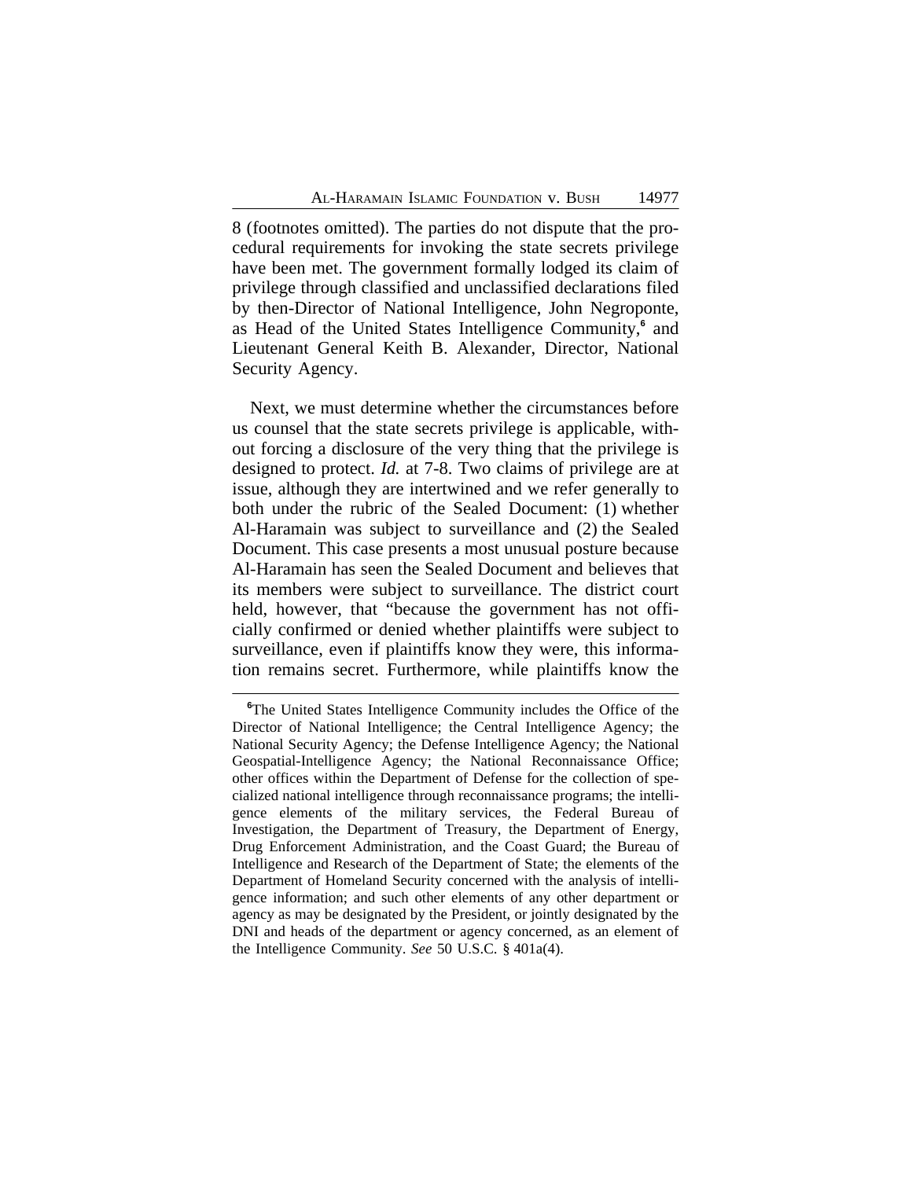8 (footnotes omitted). The parties do not dispute that the procedural requirements for invoking the state secrets privilege have been met. The government formally lodged its claim of privilege through classified and unclassified declarations filed by then-Director of National Intelligence, John Negroponte, as Head of the United States Intelligence Community,[6] and Lieutenant General Keith B. Alexander, Director, National Security Agency.

Next, we must determine whether the circumstances before us counsel that the state secrets privilege is applicable, without forcing a disclosure of the very thing that the privilege is designed to protect. *Id.* at 7-8. Two claims of privilege are at issue, although they are intertwined and we refer generally to both under the rubric of the Sealed Document: (1) whether Al-Haramain was subject to surveillance and (2) the Sealed Document. This case presents a most unusual posture because Al-Haramain has seen the Sealed Document and believes that its members were subject to surveillance. The district court held, however, that "because the government has not officially confirmed or denied whether plaintiffs were subject to surveillance, even if plaintiffs know they were, this information remains secret. Furthermore, while plaintiffs know the

[6]The United States Intelligence Community includes the Office of the Director of National Intelligence; the Central Intelligence Agency; the National Security Agency; the Defense Intelligence Agency; the National Geospatial-Intelligence Agency; the National Reconnaissance Office; other offices within the Department of Defense for the collection of specialized national intelligence through reconnaissance programs; the intelligence elements of the military services, the Federal Bureau of Investigation, the Department of Treasury, the Department of Energy, Drug Enforcement Administration, and the Coast Guard; the Bureau of Intelligence and Research of the Department of State; the elements of the Department of Homeland Security concerned with the analysis of intelligence information; and such other elements of any other department or agency as may be designated by the President, or jointly designated by the DNI and heads of the department or agency concerned, as an element of the Intelligence Community. *See* 50 U.S.C. § 401a(4).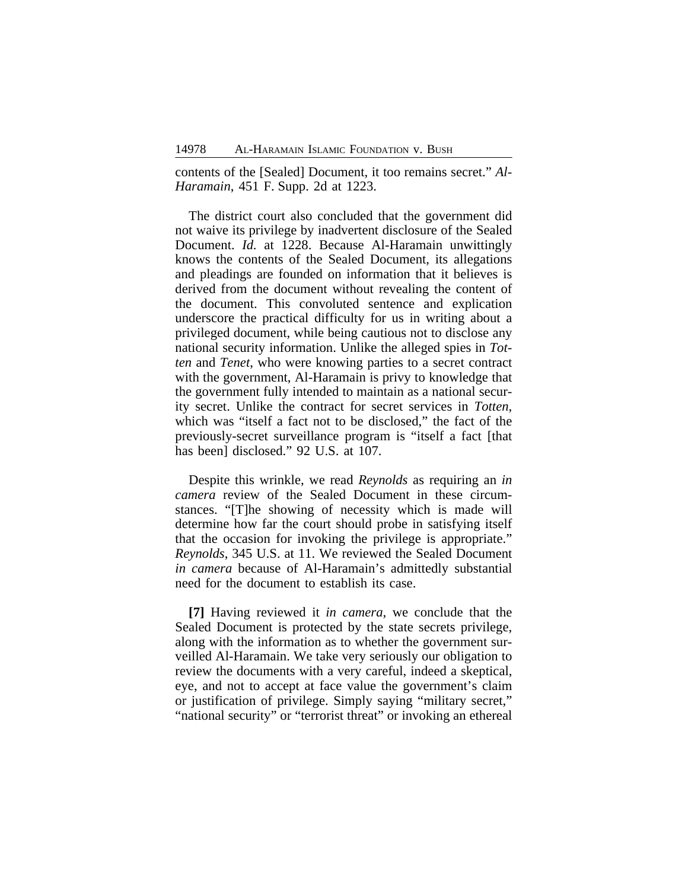contents of the [Sealed] Document, it too remains secret." *Al-Haramain*, 451 F. Supp. 2d at 1223.

The district court also concluded that the government did not waive its privilege by inadvertent disclosure of the Sealed Document. *Id.* at 1228. Because Al-Haramain unwittingly knows the contents of the Sealed Document, its allegations and pleadings are founded on information that it believes is derived from the document without revealing the content of the document. This convoluted sentence and explication underscore the practical difficulty for us in writing about a privileged document, while being cautious not to disclose any national security information. Unlike the alleged spies in *Totten* and *Tenet*, who were knowing parties to a secret contract with the government, Al-Haramain is privy to knowledge that the government fully intended to maintain as a national security secret. Unlike the contract for secret services in *Totten*, which was "itself a fact not to be disclosed," the fact of the previously-secret surveillance program is "itself a fact [that has been] disclosed." 92 U.S. at 107.

Despite this wrinkle, we read *Reynolds* as requiring an *in camera* review of the Sealed Document in these circumstances. "[T]he showing of necessity which is made will determine how far the court should probe in satisfying itself that the occasion for invoking the privilege is appropriate." *Reynolds*, 345 U.S. at 11. We reviewed the Sealed Document *in camera* because of Al-Haramain's admittedly substantial need for the document to establish its case.

**[7]** Having reviewed it *in camera*, we conclude that the Sealed Document is protected by the state secrets privilege, along with the information as to whether the government surveilled Al-Haramain. We take very seriously our obligation to review the documents with a very careful, indeed a skeptical, eye, and not to accept at face value the government's claim or justification of privilege. Simply saying "military secret," "national security" or "terrorist threat" or invoking an ethereal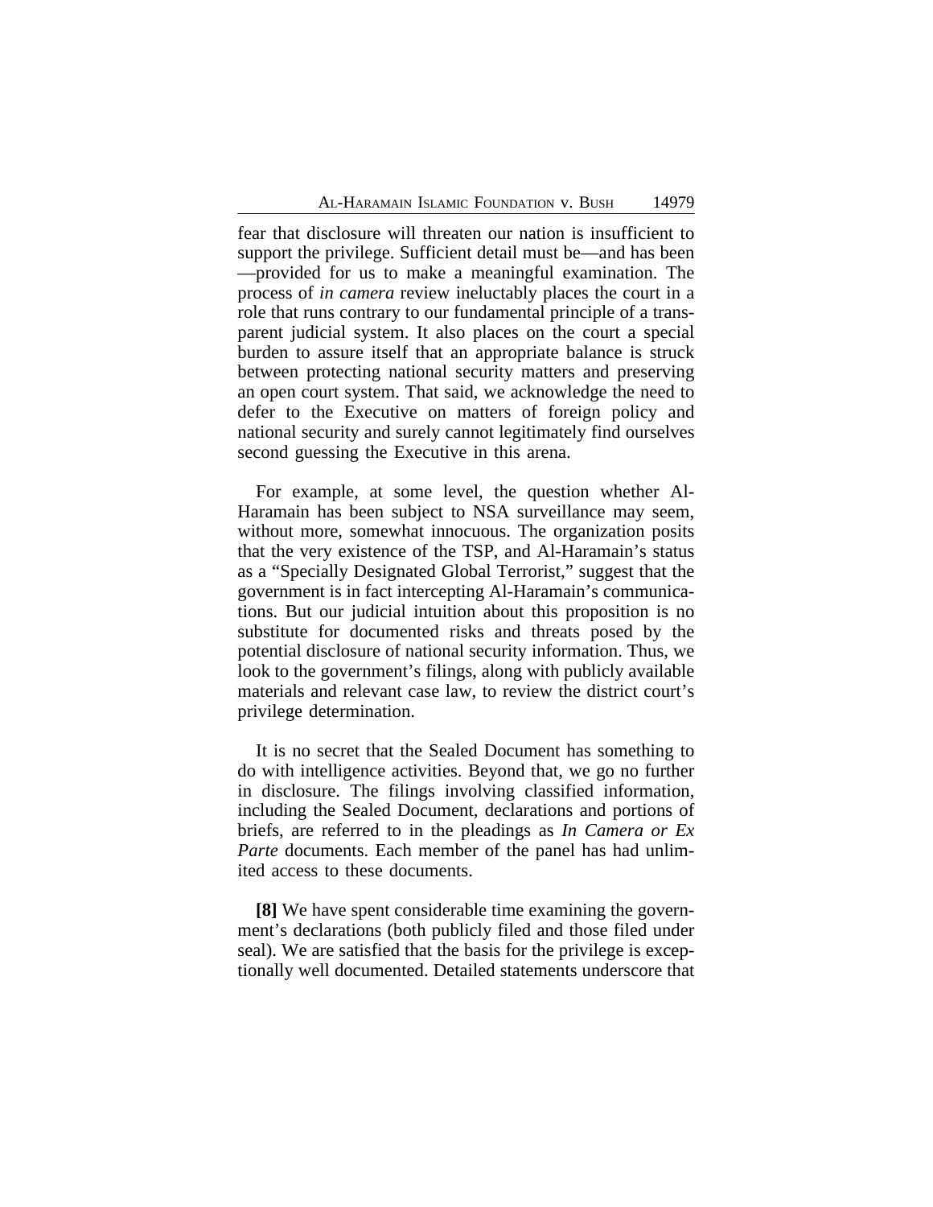fear that disclosure will threaten our nation is insufficient to support the privilege. Sufficient detail must be—and has been—provided for us to make a meaningful examination. The process of *in camera* review ineluctably places the court in a role that runs contrary to our fundamental principle of a transparent judicial system. It also places on the court a special burden to assure itself that an appropriate balance is struck between protecting national security matters and preserving an open court system. That said, we acknowledge the need to defer to the Executive on matters of foreign policy and national security and surely cannot legitimately find ourselves second guessing the Executive in this arena.

For example, at some level, the question whether Al-Haramain has been subject to NSA surveillance may seem, without more, somewhat innocuous. The organization posits that the very existence of the TSP, and Al-Haramain's status as a "Specially Designated Global Terrorist," suggest that the government is in fact intercepting Al-Haramain's communications. But our judicial intuition about this proposition is no substitute for documented risks and threats posed by the potential disclosure of national security information. Thus, we look to the government's filings, along with publicly available materials and relevant case law, to review the district court's privilege determination.

It is no secret that the Sealed Document has something to do with intelligence activities. Beyond that, we go no further in disclosure. The filings involving classified information, including the Sealed Document, declarations and portions of briefs, are referred to in the pleadings as *In Camera or Ex Parte* documents. Each member of the panel has had unlimited access to these documents.

**[8]** We have spent considerable time examining the government's declarations (both publicly filed and those filed under seal). We are satisfied that the basis for the privilege is exceptionally well documented. Detailed statements underscore that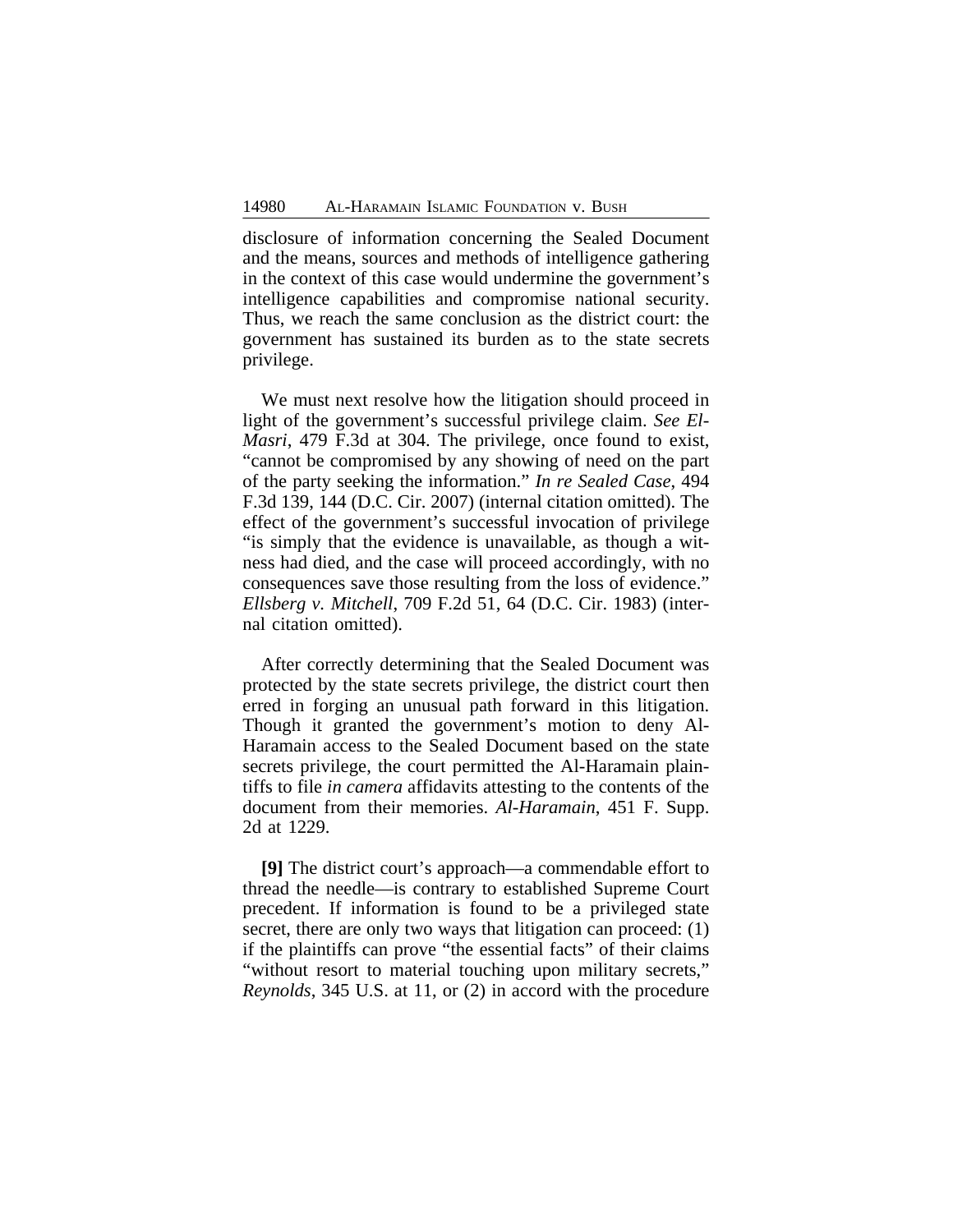disclosure of information concerning the Sealed Document and the means, sources and methods of intelligence gathering in the context of this case would undermine the government's intelligence capabilities and compromise national security. Thus, we reach the same conclusion as the district court: the government has sustained its burden as to the state secrets privilege.

We must next resolve how the litigation should proceed in light of the government's successful privilege claim. *See El-Masri*, 479 F.3d at 304. The privilege, once found to exist, "cannot be compromised by any showing of need on the part of the party seeking the information." *In re Sealed Case*, 494 F.3d 139, 144 (D.C. Cir. 2007) (internal citation omitted). The effect of the government's successful invocation of privilege "is simply that the evidence is unavailable, as though a witness had died, and the case will proceed accordingly, with no consequences save those resulting from the loss of evidence." *Ellsberg v. Mitchell*, 709 F.2d 51, 64 (D.C. Cir. 1983) (internal citation omitted).

After correctly determining that the Sealed Document was protected by the state secrets privilege, the district court then erred in forging an unusual path forward in this litigation. Though it granted the government's motion to deny Al-Haramain access to the Sealed Document based on the state secrets privilege, the court permitted the Al-Haramain plaintiffs to file *in camera* affidavits attesting to the contents of the document from their memories. *Al-Haramain*, 451 F. Supp. 2d at 1229.

**[9]** The district court's approach—a commendable effort to thread the needle—is contrary to established Supreme Court precedent. If information is found to be a privileged state secret, there are only two ways that litigation can proceed: (1) if the plaintiffs can prove "the essential facts" of their claims "without resort to material touching upon military secrets," *Reynolds*, 345 U.S. at 11, or (2) in accord with the procedure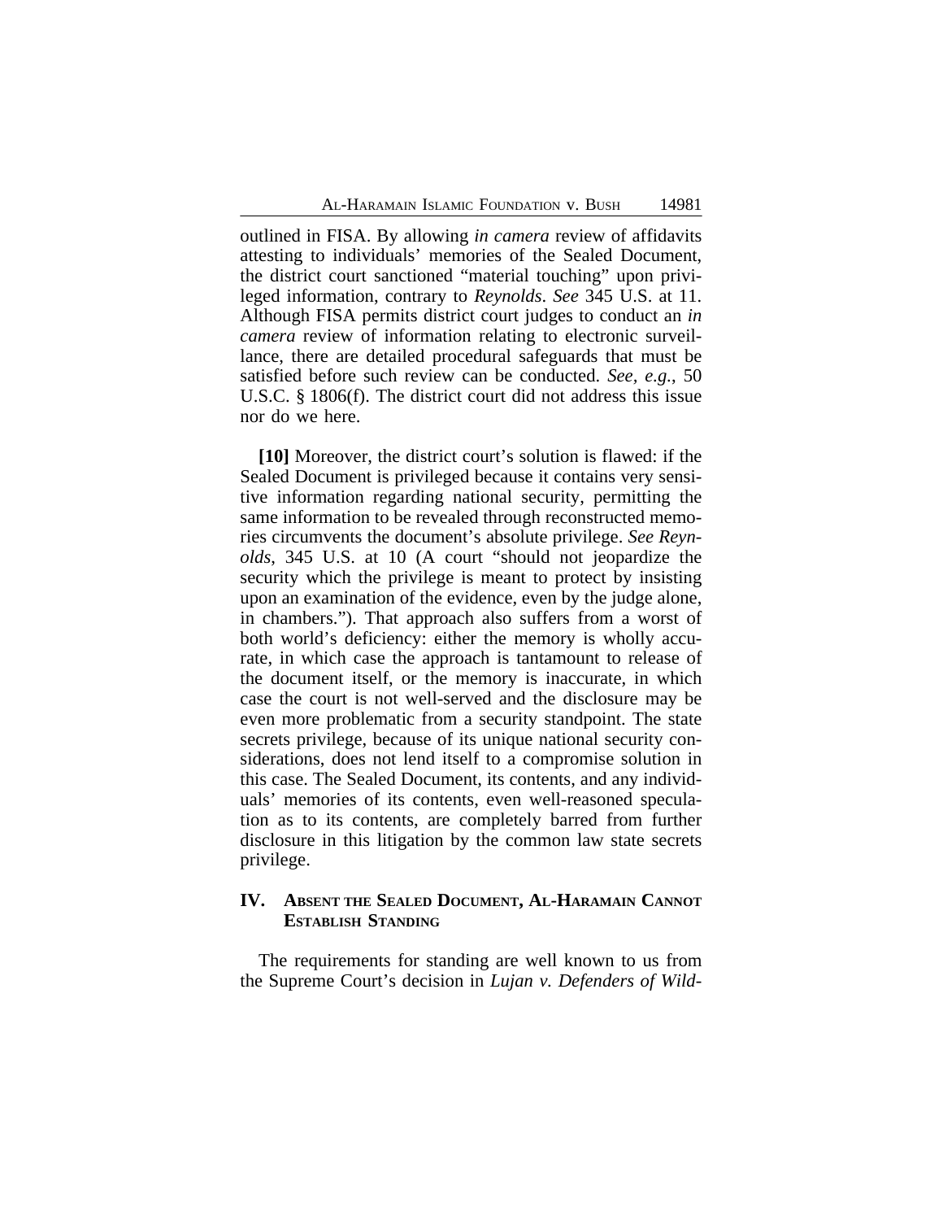outlined in FISA. By allowing *in camera* review of affidavits attesting to individuals' memories of the Sealed Document, the district court sanctioned "material touching" upon privileged information, contrary to *Reynolds*. *See* 345 U.S. at 11. Although FISA permits district court judges to conduct an *in camera* review of information relating to electronic surveillance, there are detailed procedural safeguards that must be satisfied before such review can be conducted. *See, e.g.*, 50 U.S.C. § 1806(f). The district court did not address this issue nor do we here.

**[10]** Moreover, the district court's solution is flawed: if the Sealed Document is privileged because it contains very sensitive information regarding national security, permitting the same information to be revealed through reconstructed memories circumvents the document's absolute privilege. *See Reynolds*, 345 U.S. at 10 (A court "should not jeopardize the security which the privilege is meant to protect by insisting upon an examination of the evidence, even by the judge alone, in chambers."). That approach also suffers from a worst of both world's deficiency: either the memory is wholly accurate, in which case the approach is tantamount to release of the document itself, or the memory is inaccurate, in which case the court is not well-served and the disclosure may be even more problematic from a security standpoint. The state secrets privilege, because of its unique national security considerations, does not lend itself to a compromise solution in this case. The Sealed Document, its contents, and any individuals' memories of its contents, even well-reasoned speculation as to its contents, are completely barred from further disclosure in this litigation by the common law state secrets privilege.

## IV. ABSENT THE SEALED DOCUMENT, AL-HARAMAIN CANNOT ESTABLISH STANDING

The requirements for standing are well known to us from the Supreme Court's decision in *Lujan v. Defenders of Wild-*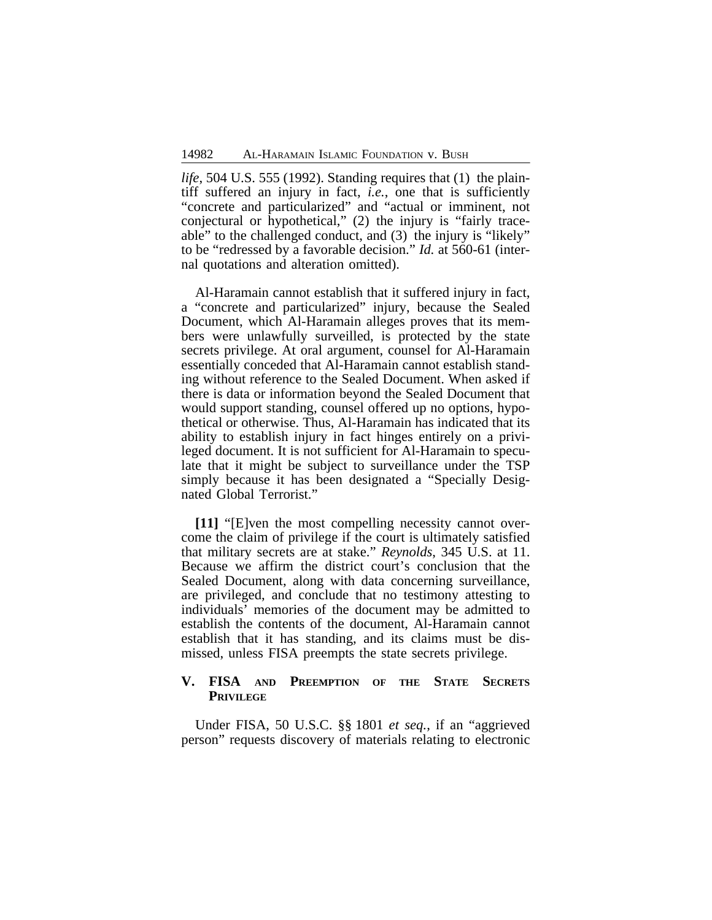*life*, 504 U.S. 555 (1992). Standing requires that (1) the plaintiff suffered an injury in fact, *i.e.*, one that is sufficiently "concrete and particularized" and "actual or imminent, not conjectural or hypothetical," (2) the injury is "fairly traceable" to the challenged conduct, and (3) the injury is "likely" to be "redressed by a favorable decision." *Id.* at 560-61 (internal quotations and alteration omitted).

Al-Haramain cannot establish that it suffered injury in fact, a "concrete and particularized" injury, because the Sealed Document, which Al-Haramain alleges proves that its members were unlawfully surveilled, is protected by the state secrets privilege. At oral argument, counsel for Al-Haramain essentially conceded that Al-Haramain cannot establish standing without reference to the Sealed Document. When asked if there is data or information beyond the Sealed Document that would support standing, counsel offered up no options, hypothetical or otherwise. Thus, Al-Haramain has indicated that its ability to establish injury in fact hinges entirely on a privileged document. It is not sufficient for Al-Haramain to speculate that it might be subject to surveillance under the TSP simply because it has been designated a "Specially Designated Global Terrorist."

**[11]** "[E]ven the most compelling necessity cannot overcome the claim of privilege if the court is ultimately satisfied that military secrets are at stake." *Reynolds*, 345 U.S. at 11. Because we affirm the district court's conclusion that the Sealed Document, along with data concerning surveillance, are privileged, and conclude that no testimony attesting to individuals' memories of the document may be admitted to establish the contents of the document, Al-Haramain cannot establish that it has standing, and its claims must be dismissed, unless FISA preempts the state secrets privilege.

## V. FISA and Preemption of the State Secrets Privilege

Under FISA, 50 U.S.C. §§ 1801 *et seq.*, if an "aggrieved person" requests discovery of materials relating to electronic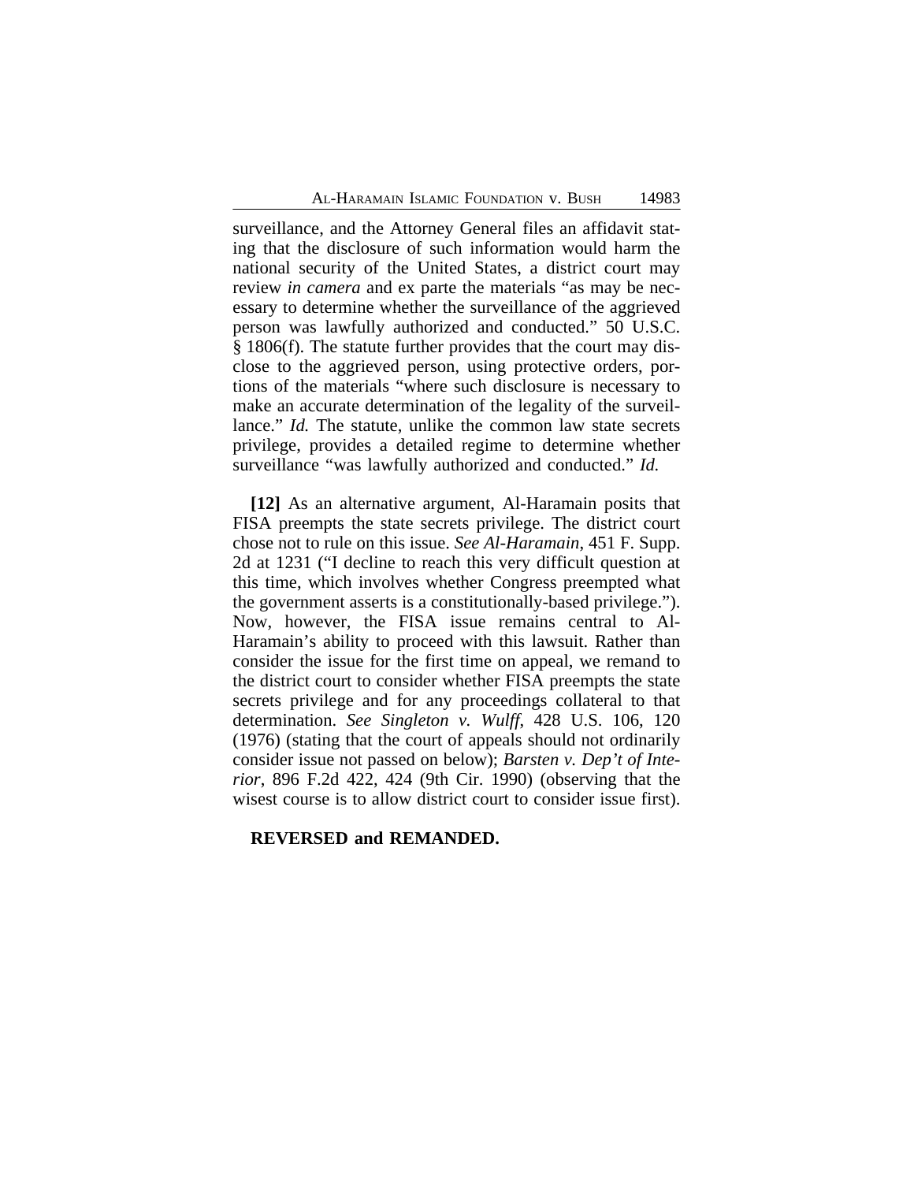surveillance, and the Attorney General files an affidavit stating that the disclosure of such information would harm the national security of the United States, a district court may review *in camera* and ex parte the materials "as may be necessary to determine whether the surveillance of the aggrieved person was lawfully authorized and conducted." 50 U.S.C. § 1806(f). The statute further provides that the court may disclose to the aggrieved person, using protective orders, portions of the materials "where such disclosure is necessary to make an accurate determination of the legality of the surveillance." *Id.* The statute, unlike the common law state secrets privilege, provides a detailed regime to determine whether surveillance "was lawfully authorized and conducted." *Id.*

**[12]** As an alternative argument, Al-Haramain posits that FISA preempts the state secrets privilege. The district court chose not to rule on this issue. *See Al-Haramain*, 451 F. Supp. 2d at 1231 ("I decline to reach this very difficult question at this time, which involves whether Congress preempted what the government asserts is a constitutionally-based privilege."). Now, however, the FISA issue remains central to Al-Haramain's ability to proceed with this lawsuit. Rather than consider the issue for the first time on appeal, we remand to the district court to consider whether FISA preempts the state secrets privilege and for any proceedings collateral to that determination. *See Singleton v. Wulff*, 428 U.S. 106, 120 (1976) (stating that the court of appeals should not ordinarily consider issue not passed on below); *Barsten v. Dep't of Interior*, 896 F.2d 422, 424 (9th Cir. 1990) (observing that the wisest course is to allow district court to consider issue first).

**REVERSED and REMANDED.**